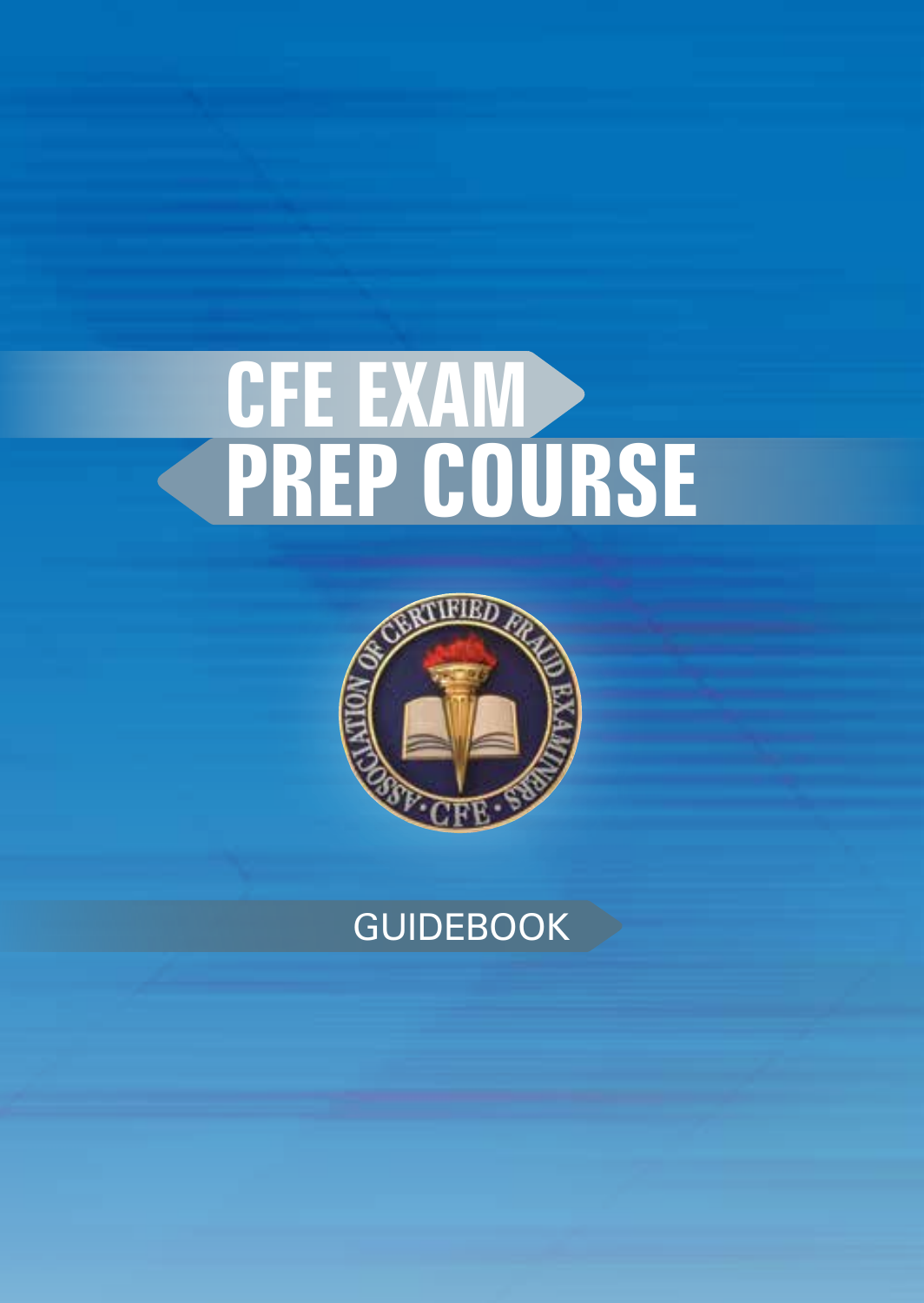# CFE EXAM PREP COURSE

GUIDEBOOK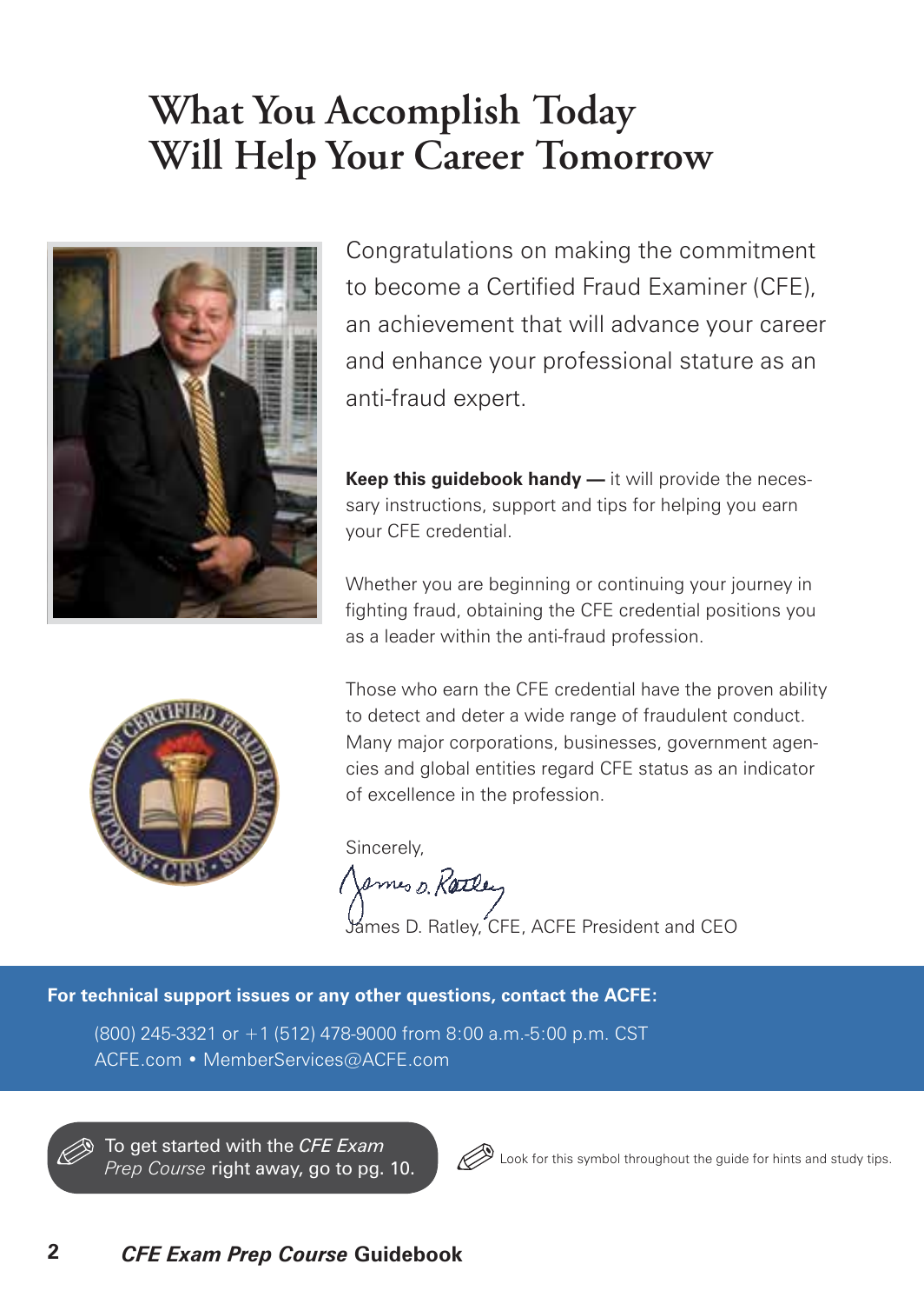# What You Accomplish Today Will Help Your Career Tomorrow

Congratulations on making the commitment to become a Certified Fraud Examiner (CFE), an achievement that will advance your career and enhance your professional stature as an anti-fraud expert.

**Keep this guidebook handy —** it will provide the necessary instructions, support and tips for helping you earn your CFE credential.

Whether you are beginning or continuing your journey in fighting fraud, obtaining the CFE credential positions you as a leader within the anti-fraud profession.

Those who earn the CFE credential have the proven ability to detect and deter a wide range of fraudulent conduct. Many major corporations, businesses, government agencies and global entities regard CFE status as an indicator of excellence in the profession.

Sincerely,

James D. Ratley, CFE, ACFE President and CEO

**For technical support issues or any other questions, contact the ACFE:**

(800) 245-3321 or +1 (512) 478-9000 from 8:00 a.m.-5:00 p.m. CST
ACFE.com • MemberServices@ACFE.com

To get started with the *CFE Exam Prep Course* right away, go to pg. 10.

Look for this symbol throughout the guide for hints and study tips.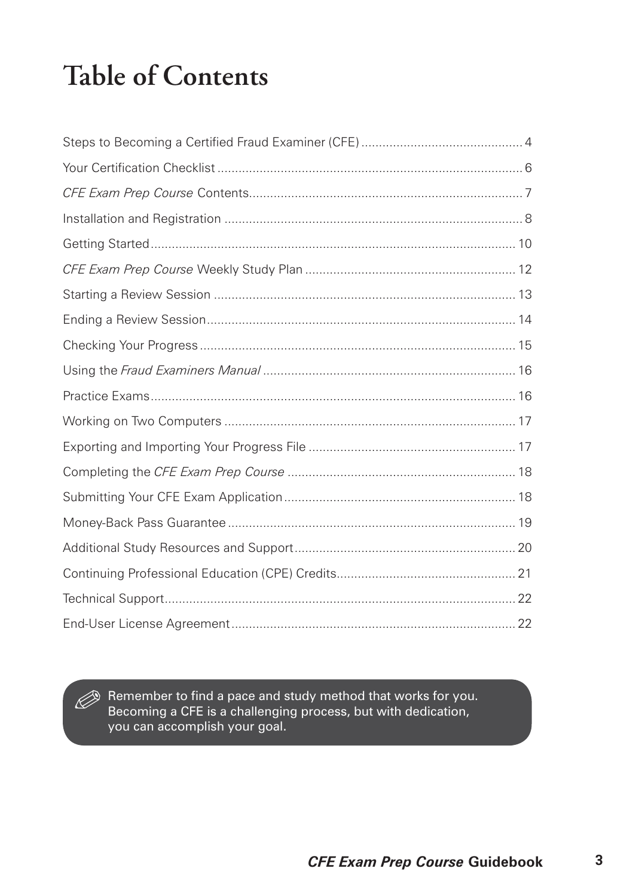# Table of Contents

| | |
|---|---|
| Steps to Becoming a Certified Fraud Examiner (CFE) | 4 |
| Your Certification Checklist | 6 |
| *CFE Exam Prep Course* Contents | 7 |
| Installation and Registration | 8 |
| Getting Started | 10 |
| *CFE Exam Prep Course* Weekly Study Plan | 12 |
| Starting a Review Session | 13 |
| Ending a Review Session | 14 |
| Checking Your Progress | 15 |
| Using the *Fraud Examiners Manual* | 16 |
| Practice Exams | 16 |
| Working on Two Computers | 17 |
| Exporting and Importing Your Progress File | 17 |
| Completing the *CFE Exam Prep Course* | 18 |
| Submitting Your CFE Exam Application | 18 |
| Money-Back Pass Guarantee | 19 |
| Additional Study Resources and Support | 20 |
| Continuing Professional Education (CPE) Credits | 21 |
| Technical Support | 22 |
| End-User License Agreement | 22 |

> Remember to find a pace and study method that works for you. Becoming a CFE is a challenging process, but with dedication, you can accomplish your goal.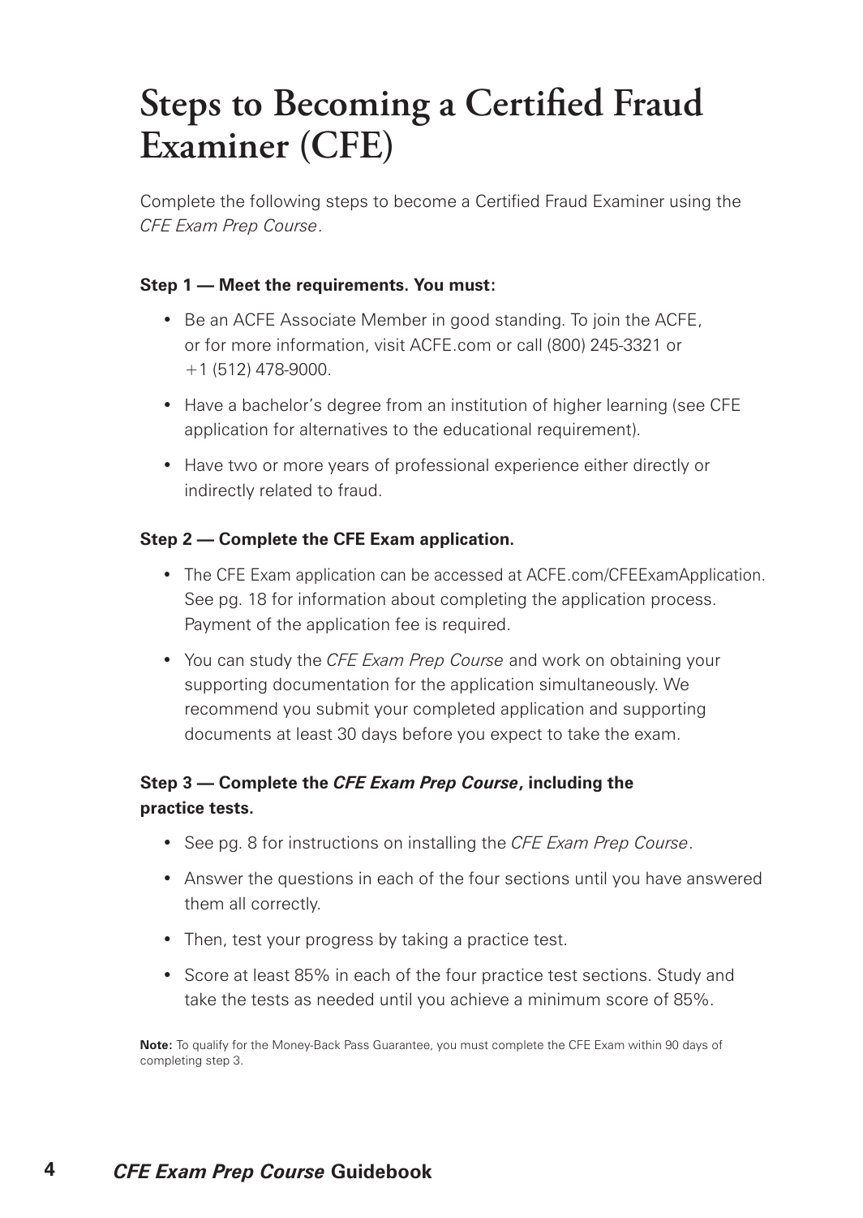# Steps to Becoming a Certified Fraud Examiner (CFE)

Complete the following steps to become a Certified Fraud Examiner using the *CFE Exam Prep Course*.

**Step 1 — Meet the requirements. You must:**

- Be an ACFE Associate Member in good standing. To join the ACFE, or for more information, visit ACFE.com or call (800) 245-3321 or +1 (512) 478-9000.
- Have a bachelor's degree from an institution of higher learning (see CFE application for alternatives to the educational requirement).
- Have two or more years of professional experience either directly or indirectly related to fraud.

**Step 2 — Complete the CFE Exam application.**

- The CFE Exam application can be accessed at ACFE.com/CFEExamApplication. See pg. 18 for information about completing the application process. Payment of the application fee is required.
- You can study the *CFE Exam Prep Course* and work on obtaining your supporting documentation for the application simultaneously. We recommend you submit your completed application and supporting documents at least 30 days before you expect to take the exam.

**Step 3 — Complete the *CFE Exam Prep Course*, including the practice tests.**

- See pg. 8 for instructions on installing the *CFE Exam Prep Course*.
- Answer the questions in each of the four sections until you have answered them all correctly.
- Then, test your progress by taking a practice test.
- Score at least 85% in each of the four practice test sections. Study and take the tests as needed until you achieve a minimum score of 85%.

**Note:** To qualify for the Money-Back Pass Guarantee, you must complete the CFE Exam within 90 days of completing step 3.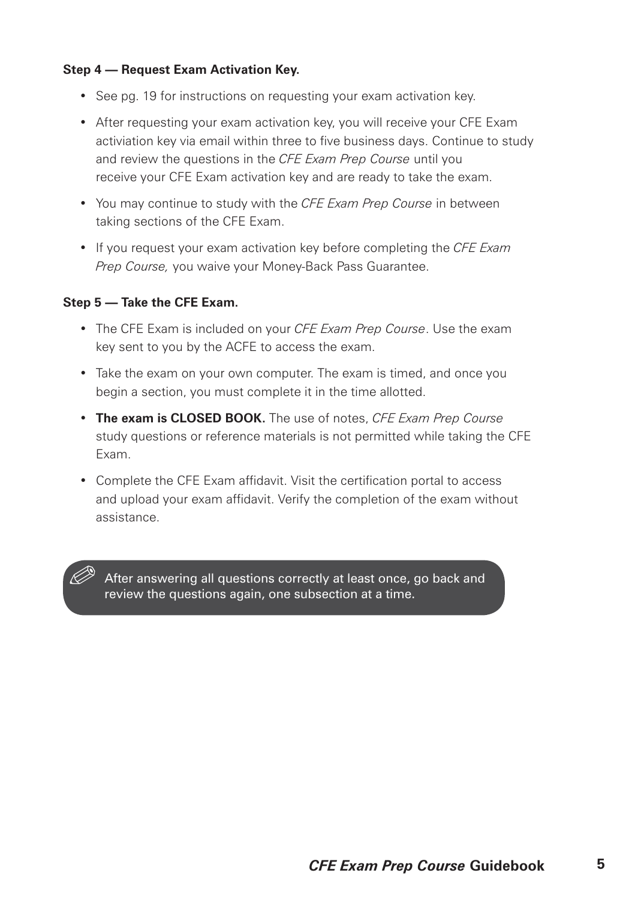**Step 4 — Request Exam Activation Key.**

- See pg. 19 for instructions on requesting your exam activation key.
- After requesting your exam activation key, you will receive your CFE Exam activiation key via email within three to five business days. Continue to study and review the questions in the *CFE Exam Prep Course* until you receive your CFE Exam activation key and are ready to take the exam.
- You may continue to study with the *CFE Exam Prep Course* in between taking sections of the CFE Exam.
- If you request your exam activation key before completing the *CFE Exam Prep Course,* you waive your Money-Back Pass Guarantee.

**Step 5 — Take the CFE Exam.**

- The CFE Exam is included on your *CFE Exam Prep Course*. Use the exam key sent to you by the ACFE to access the exam.
- Take the exam on your own computer. The exam is timed, and once you begin a section, you must complete it in the time allotted.
- **The exam is CLOSED BOOK.** The use of notes, *CFE Exam Prep Course* study questions or reference materials is not permitted while taking the CFE Exam.
- Complete the CFE Exam affidavit. Visit the certification portal to access and upload your exam affidavit. Verify the completion of the exam without assistance.

> After answering all questions correctly at least once, go back and review the questions again, one subsection at a time.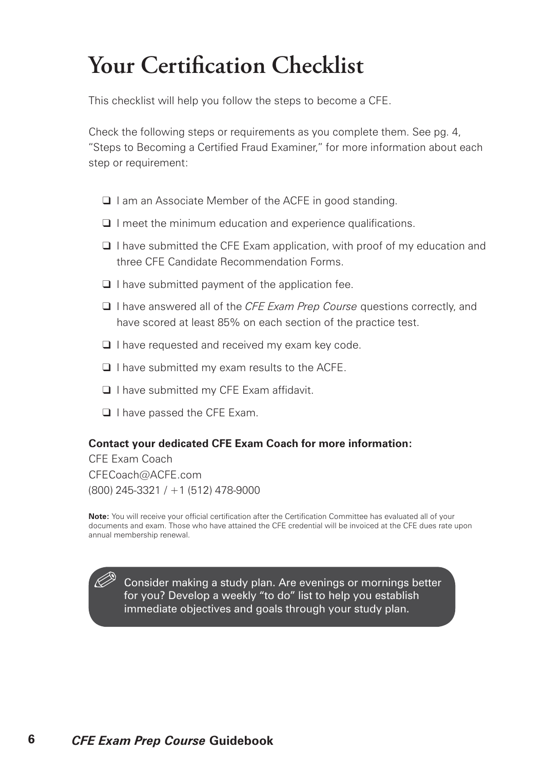# Your Certification Checklist

This checklist will help you follow the steps to become a CFE.

Check the following steps or requirements as you complete them. See pg. 4, "Steps to Becoming a Certified Fraud Examiner," for more information about each step or requirement:

- ❑ I am an Associate Member of the ACFE in good standing.
- ❑ I meet the minimum education and experience qualifications.
- ❑ I have submitted the CFE Exam application, with proof of my education and three CFE Candidate Recommendation Forms.
- ❑ I have submitted payment of the application fee.
- ❑ I have answered all of the *CFE Exam Prep Course* questions correctly, and have scored at least 85% on each section of the practice test.
- ❑ I have requested and received my exam key code.
- ❑ I have submitted my exam results to the ACFE.
- ❑ I have submitted my CFE Exam affidavit.
- ❑ I have passed the CFE Exam.

**Contact your dedicated CFE Exam Coach for more information:**

CFE Exam Coach
CFECoach@ACFE.com
(800) 245-3321 / +1 (512) 478-9000

**Note:** You will receive your official certification after the Certification Committee has evaluated all of your documents and exam. Those who have attained the CFE credential will be invoiced at the CFE dues rate upon annual membership renewal.

Consider making a study plan. Are evenings or mornings better for you? Develop a weekly "to do" list to help you establish immediate objectives and goals through your study plan.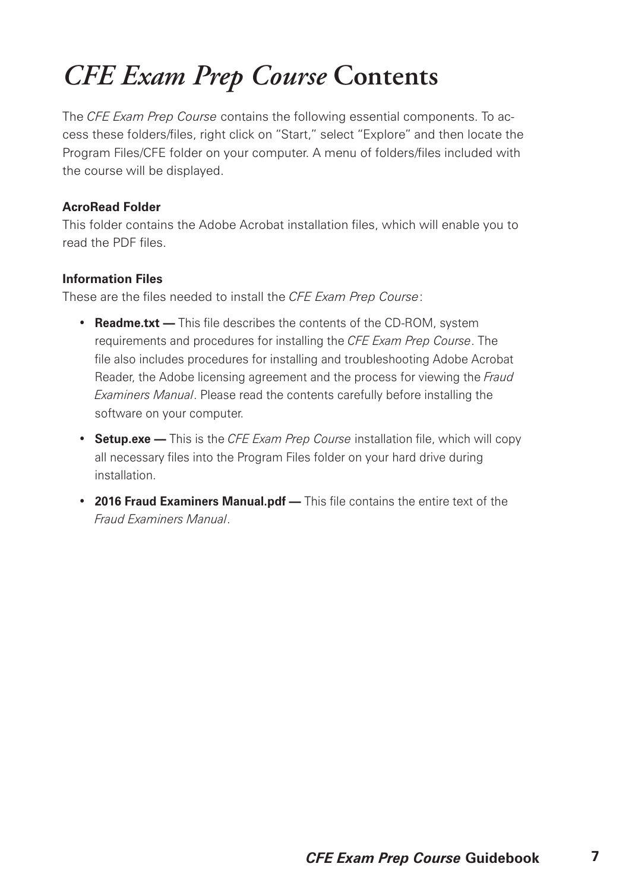# *CFE Exam Prep Course* Contents

The *CFE Exam Prep Course* contains the following essential components. To access these folders/files, right click on "Start," select "Explore" and then locate the Program Files/CFE folder on your computer. A menu of folders/files included with the course will be displayed.

**AcroRead Folder**

This folder contains the Adobe Acrobat installation files, which will enable you to read the PDF files.

**Information Files**

These are the files needed to install the *CFE Exam Prep Course*:

- **Readme.txt —** This file describes the contents of the CD-ROM, system requirements and procedures for installing the *CFE Exam Prep Course*. The file also includes procedures for installing and troubleshooting Adobe Acrobat Reader, the Adobe licensing agreement and the process for viewing the *Fraud Examiners Manual*. Please read the contents carefully before installing the software on your computer.
- **Setup.exe —** This is the *CFE Exam Prep Course* installation file, which will copy all necessary files into the Program Files folder on your hard drive during installation.
- **2016 Fraud Examiners Manual.pdf —** This file contains the entire text of the *Fraud Examiners Manual*.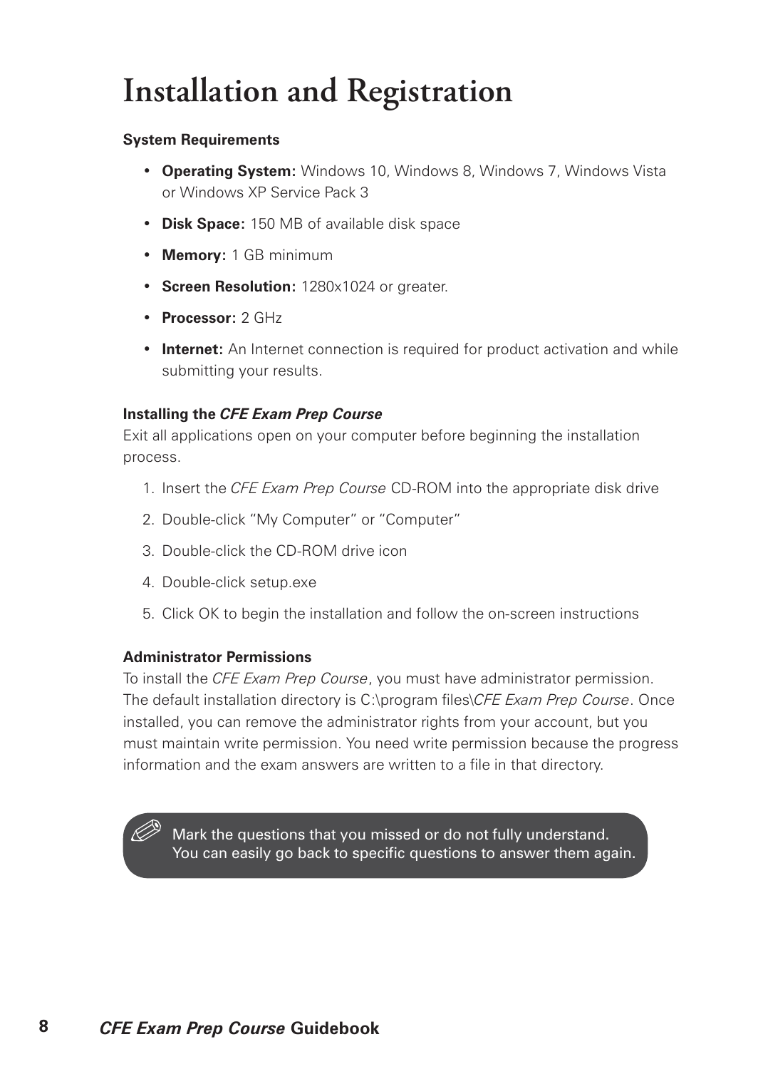# Installation and Registration

**System Requirements**

- **Operating System:** Windows 10, Windows 8, Windows 7, Windows Vista or Windows XP Service Pack 3
- **Disk Space:** 150 MB of available disk space
- **Memory:** 1 GB minimum
- **Screen Resolution:** 1280x1024 or greater.
- **Processor:** 2 GHz
- **Internet:** An Internet connection is required for product activation and while submitting your results.

**Installing the *CFE Exam Prep Course***

Exit all applications open on your computer before beginning the installation process.

1. Insert the *CFE Exam Prep Course* CD-ROM into the appropriate disk drive
2. Double-click "My Computer" or "Computer"
3. Double-click the CD-ROM drive icon
4. Double-click setup.exe
5. Click OK to begin the installation and follow the on-screen instructions

**Administrator Permissions**

To install the *CFE Exam Prep Course*, you must have administrator permission. The default installation directory is C:\program files\\*CFE Exam Prep Course*. Once installed, you can remove the administrator rights from your account, but you must maintain write permission. You need write permission because the progress information and the exam answers are written to a file in that directory.

> ✎ Mark the questions that you missed or do not fully understand. You can easily go back to specific questions to answer them again.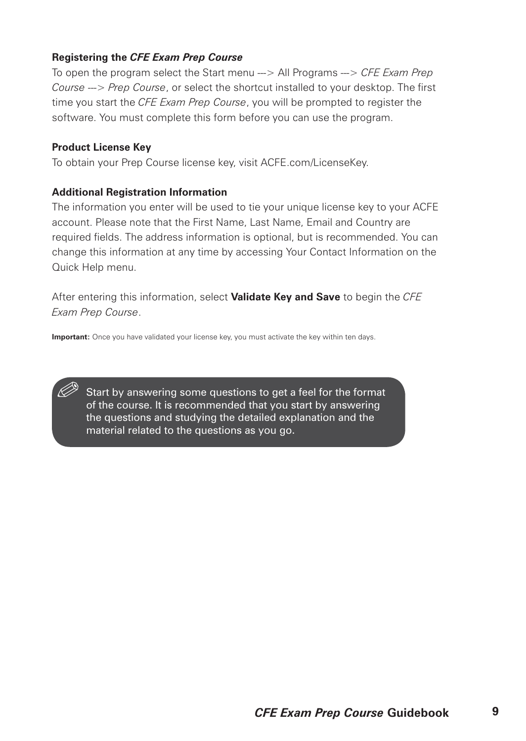### Registering the *CFE Exam Prep Course*

To open the program select the Start menu ---> All Programs ---> *CFE Exam Prep Course* ---> *Prep Course*, or select the shortcut installed to your desktop. The first time you start the *CFE Exam Prep Course*, you will be prompted to register the software. You must complete this form before you can use the program.

### Product License Key

To obtain your Prep Course license key, visit ACFE.com/LicenseKey.

### Additional Registration Information

The information you enter will be used to tie your unique license key to your ACFE account. Please note that the First Name, Last Name, Email and Country are required fields. The address information is optional, but is recommended. You can change this information at any time by accessing Your Contact Information on the Quick Help menu.

After entering this information, select **Validate Key and Save** to begin the *CFE Exam Prep Course*.

**Important:** Once you have validated your license key, you must activate the key within ten days.

> Start by answering some questions to get a feel for the format of the course. It is recommended that you start by answering the questions and studying the detailed explanation and the material related to the questions as you go.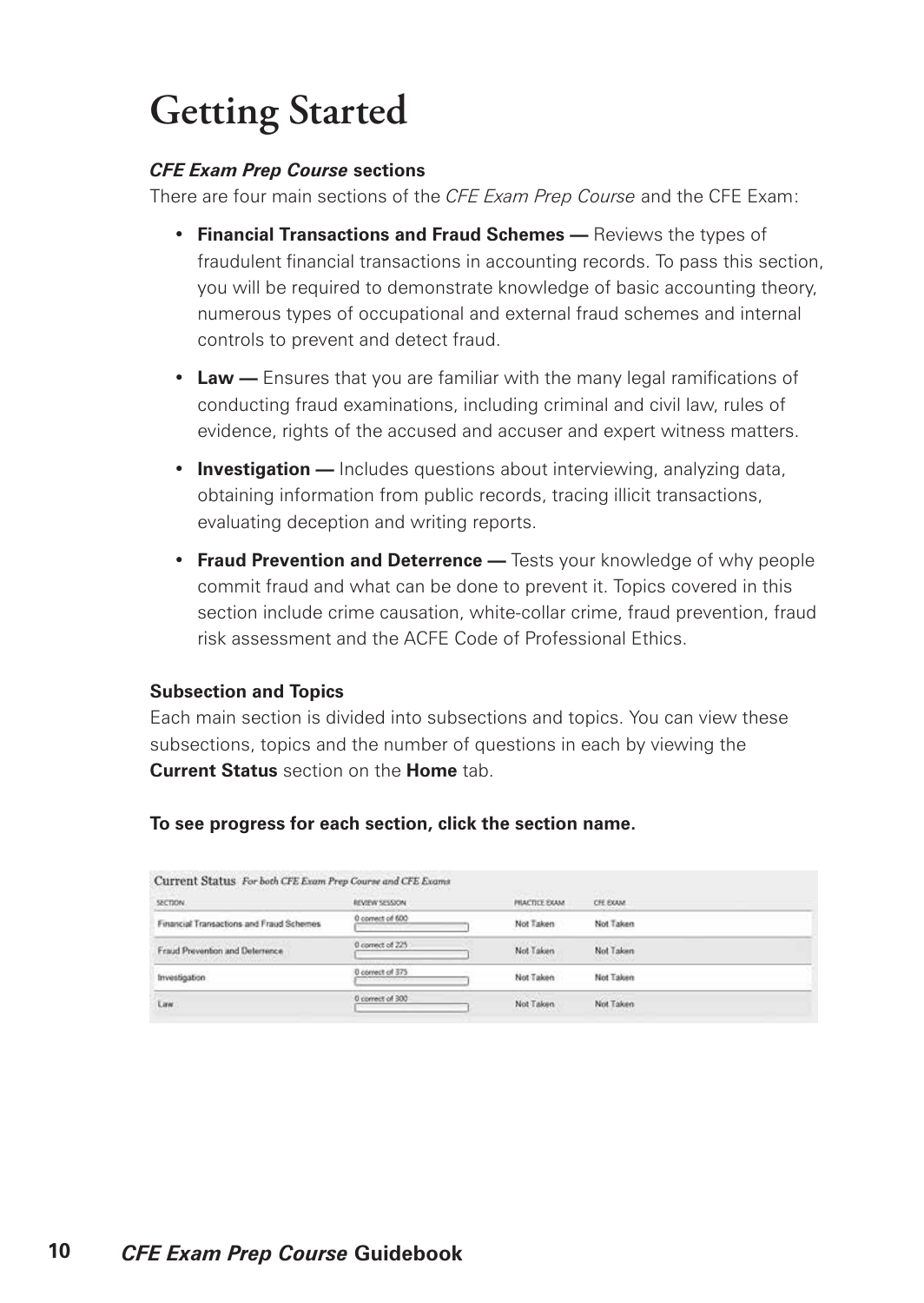# Getting Started

***CFE Exam Prep Course* sections**

There are four main sections of the *CFE Exam Prep Course* and the CFE Exam:

- **Financial Transactions and Fraud Schemes —** Reviews the types of fraudulent financial transactions in accounting records. To pass this section, you will be required to demonstrate knowledge of basic accounting theory, numerous types of occupational and external fraud schemes and internal controls to prevent and detect fraud.
- **Law —** Ensures that you are familiar with the many legal ramifications of conducting fraud examinations, including criminal and civil law, rules of evidence, rights of the accused and accuser and expert witness matters.
- **Investigation —** Includes questions about interviewing, analyzing data, obtaining information from public records, tracing illicit transactions, evaluating deception and writing reports.
- **Fraud Prevention and Deterrence —** Tests your knowledge of why people commit fraud and what can be done to prevent it. Topics covered in this section include crime causation, white-collar crime, fraud prevention, fraud risk assessment and the ACFE Code of Professional Ethics.

**Subsection and Topics**

Each main section is divided into subsections and topics. You can view these subsections, topics and the number of questions in each by viewing the **Current Status** section on the **Home** tab.

**To see progress for each section, click the section name.**

Current Status *For both CFE Exam Prep Course and CFE Exams*

| SECTION | REVIEW SESSION | PRACTICE EXAM | CFE EXAM |
|---|---|---|---|
| Financial Transactions and Fraud Schemes | 0 correct of 600 | Not Taken | Not Taken |
| Fraud Prevention and Deterrence | 0 correct of 225 | Not Taken | Not Taken |
| Investigation | 0 correct of 375 | Not Taken | Not Taken |
| Law | 0 correct of 300 | Not Taken | Not Taken |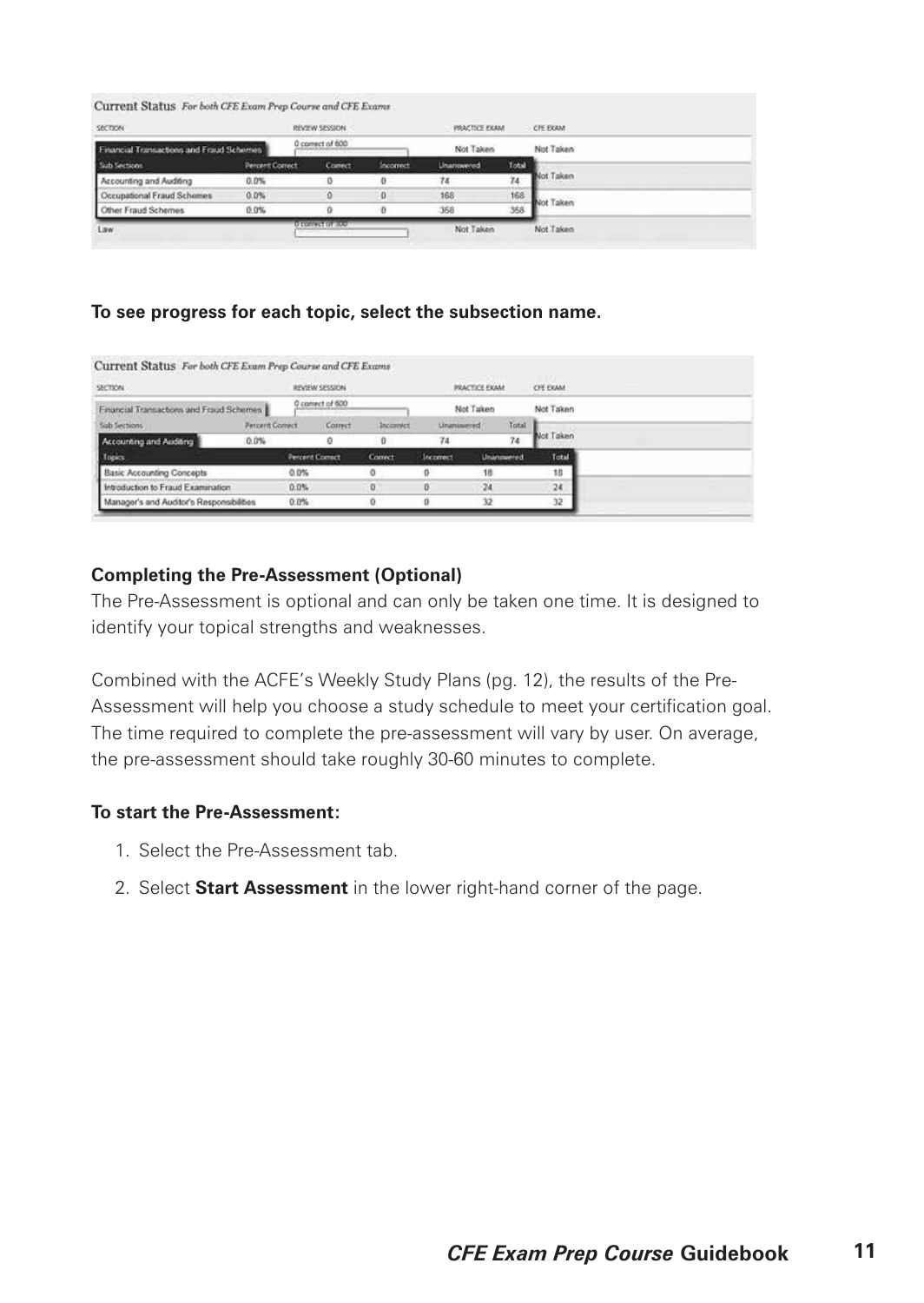**Current Status** *For both CFE Exam Prep Course and CFE Exams*

| SECTION | | REVIEW SESSION | | PRACTICE EXAM | | CFE EXAM |
|---|---|---|---|---|---|---|
| Financial Transactions and Fraud Schemes | | 0 correct of 600 | | Not Taken | | Not Taken |
| Sub Sections | Percent Correct | Correct | Incorrect | Unanswered | Total | |
| Accounting and Auditing | 0.0% | 0 | 0 | 74 | 74 | Not Taken |
| Occupational Fraud Schemes | 0.0% | 0 | 0 | 168 | 168 | Not Taken |
| Other Fraud Schemes | 0.0% | 0 | 0 | 358 | 358 | |
| Law | | 0 correct of 300 | | Not Taken | | Not Taken |

**To see progress for each topic, select the subsection name.**

**Current Status** *For both CFE Exam Prep Course and CFE Exams*

| SECTION | | REVIEW SESSION | | PRACTICE EXAM | | CFE EXAM |
|---|---|---|---|---|---|---|
| Financial Transactions and Fraud Schemes | | 0 correct of 600 | | Not Taken | | Not Taken |
| Sub Sections | Percent Correct | Correct | Incorrect | Unanswered | Total | |
| Accounting and Auditing | 0.0% | 0 | 0 | 74 | 74 | Not Taken |

| Topics | Percent Correct | Correct | Incorrect | Unanswered | Total |
|---|---|---|---|---|---|
| Basic Accounting Concepts | 0.0% | 0 | 0 | 18 | 18 |
| Introduction to Fraud Examination | 0.0% | 0 | 0 | 24 | 24 |
| Manager's and Auditor's Responsibilities | 0.0% | 0 | 0 | 32 | 32 |

### Completing the Pre-Assessment (Optional)

The Pre-Assessment is optional and can only be taken one time. It is designed to identify your topical strengths and weaknesses.

Combined with the ACFE's Weekly Study Plans (pg. 12), the results of the Pre-Assessment will help you choose a study schedule to meet your certification goal. The time required to complete the pre-assessment will vary by user. On average, the pre-assessment should take roughly 30-60 minutes to complete.

**To start the Pre-Assessment:**

1. Select the Pre-Assessment tab.
2. Select **Start Assessment** in the lower right-hand corner of the page.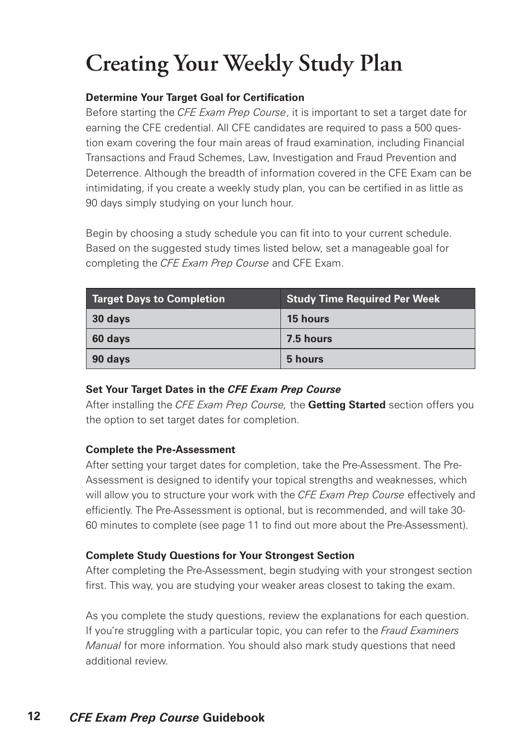# Creating Your Weekly Study Plan

**Determine Your Target Goal for Certification**

Before starting the *CFE Exam Prep Course*, it is important to set a target date for earning the CFE credential. All CFE candidates are required to pass a 500 question exam covering the four main areas of fraud examination, including Financial Transactions and Fraud Schemes, Law, Investigation and Fraud Prevention and Deterrence. Although the breadth of information covered in the CFE Exam can be intimidating, if you create a weekly study plan, you can be certified in as little as 90 days simply studying on your lunch hour.

Begin by choosing a study schedule you can fit into to your current schedule. Based on the suggested study times listed below, set a manageable goal for completing the *CFE Exam Prep Course* and CFE Exam.

| Target Days to Completion | Study Time Required Per Week |
| --- | --- |
| **30 days** | **15 hours** |
| **60 days** | **7.5 hours** |
| **90 days** | **5 hours** |

**Set Your Target Dates in the *CFE Exam Prep Course***

After installing the *CFE Exam Prep Course,* the **Getting Started** section offers you the option to set target dates for completion.

**Complete the Pre-Assessment**

After setting your target dates for completion, take the Pre-Assessment. The Pre-Assessment is designed to identify your topical strengths and weaknesses, which will allow you to structure your work with the *CFE Exam Prep Course* effectively and efficiently. The Pre-Assessment is optional, but is recommended, and will take 30-60 minutes to complete (see page 11 to find out more about the Pre-Assessment).

**Complete Study Questions for Your Strongest Section**

After completing the Pre-Assessment, begin studying with your strongest section first. This way, you are studying your weaker areas closest to taking the exam.

As you complete the study questions, review the explanations for each question. If you're struggling with a particular topic, you can refer to the *Fraud Examiners Manual* for more information. You should also mark study questions that need additional review.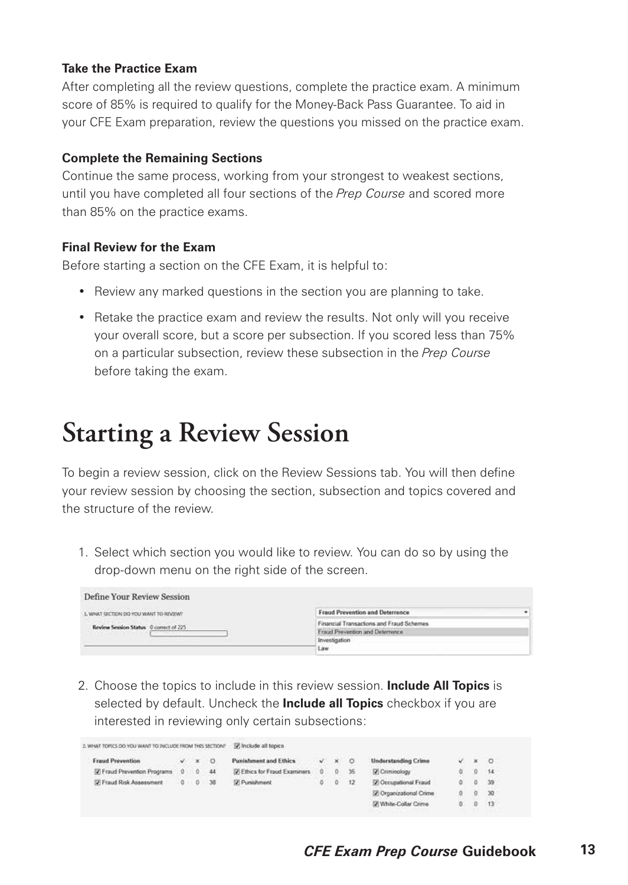### Take the Practice Exam

After completing all the review questions, complete the practice exam. A minimum score of 85% is required to qualify for the Money-Back Pass Guarantee. To aid in your CFE Exam preparation, review the questions you missed on the practice exam.

### Complete the Remaining Sections

Continue the same process, working from your strongest to weakest sections, until you have completed all four sections of the *Prep Course* and scored more than 85% on the practice exams.

### Final Review for the Exam

Before starting a section on the CFE Exam, it is helpful to:

- Review any marked questions in the section you are planning to take.
- Retake the practice exam and review the results. Not only will you receive your overall score, but a score per subsection. If you scored less than 75% on a particular subsection, review these subsection in the *Prep Course* before taking the exam.

# Starting a Review Session

To begin a review session, click on the Review Sessions tab. You will then define your review session by choosing the section, subsection and topics covered and the structure of the review.

1. Select which section you would like to review. You can do so by using the drop-down menu on the right side of the screen.

2. Choose the topics to include in this review session. **Include All Topics** is selected by default. Uncheck the **Include all Topics** checkbox if you are interested in reviewing only certain subsections: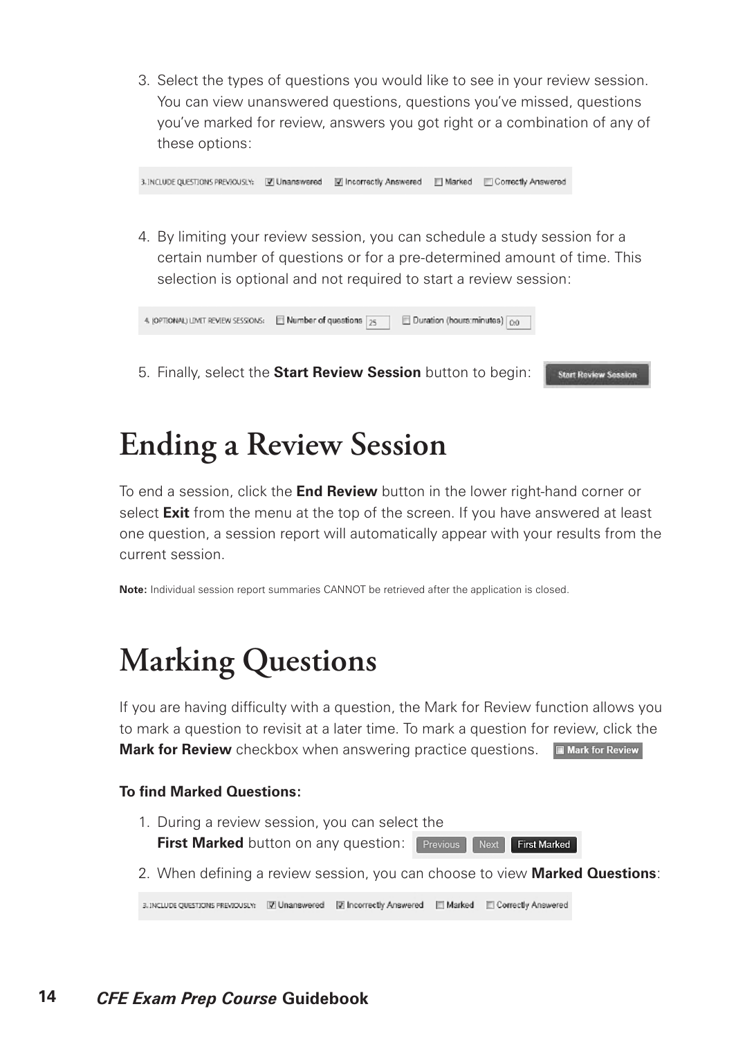3. Select the types of questions you would like to see in your review session. You can view unanswered questions, questions you've missed, questions you've marked for review, answers you got right or a combination of any of these options:

   3. INCLUDE QUESTIONS PREVIOUSLY: ☑ Unanswered ☑ Incorrectly Answered ☐ Marked ☐ Correctly Answered

4. By limiting your review session, you can schedule a study session for a certain number of questions or for a pre-determined amount of time. This selection is optional and not required to start a review session:

   4. (OPTIONAL) LIMIT REVIEW SESSIONS: ☐ Number of questions 25 ☐ Duration (hours:minutes) 0:0

5. Finally, select the **Start Review Session** button to begin: Start Review Session

# Ending a Review Session

To end a session, click the **End Review** button in the lower right-hand corner or select **Exit** from the menu at the top of the screen. If you have answered at least one question, a session report will automatically appear with your results from the current session.

**Note:** Individual session report summaries CANNOT be retrieved after the application is closed.

# Marking Questions

If you are having difficulty with a question, the Mark for Review function allows you to mark a question to revisit at a later time. To mark a question for review, click the **Mark for Review** checkbox when answering practice questions. ☐ Mark for Review

**To find Marked Questions:**

1. During a review session, you can select the **First Marked** button on any question: Previous Next First Marked
2. When defining a review session, you can choose to view **Marked Questions**:

   3. INCLUDE QUESTIONS PREVIOUSLY: ☑ Unanswered ☑ Incorrectly Answered ☐ Marked ☐ Correctly Answered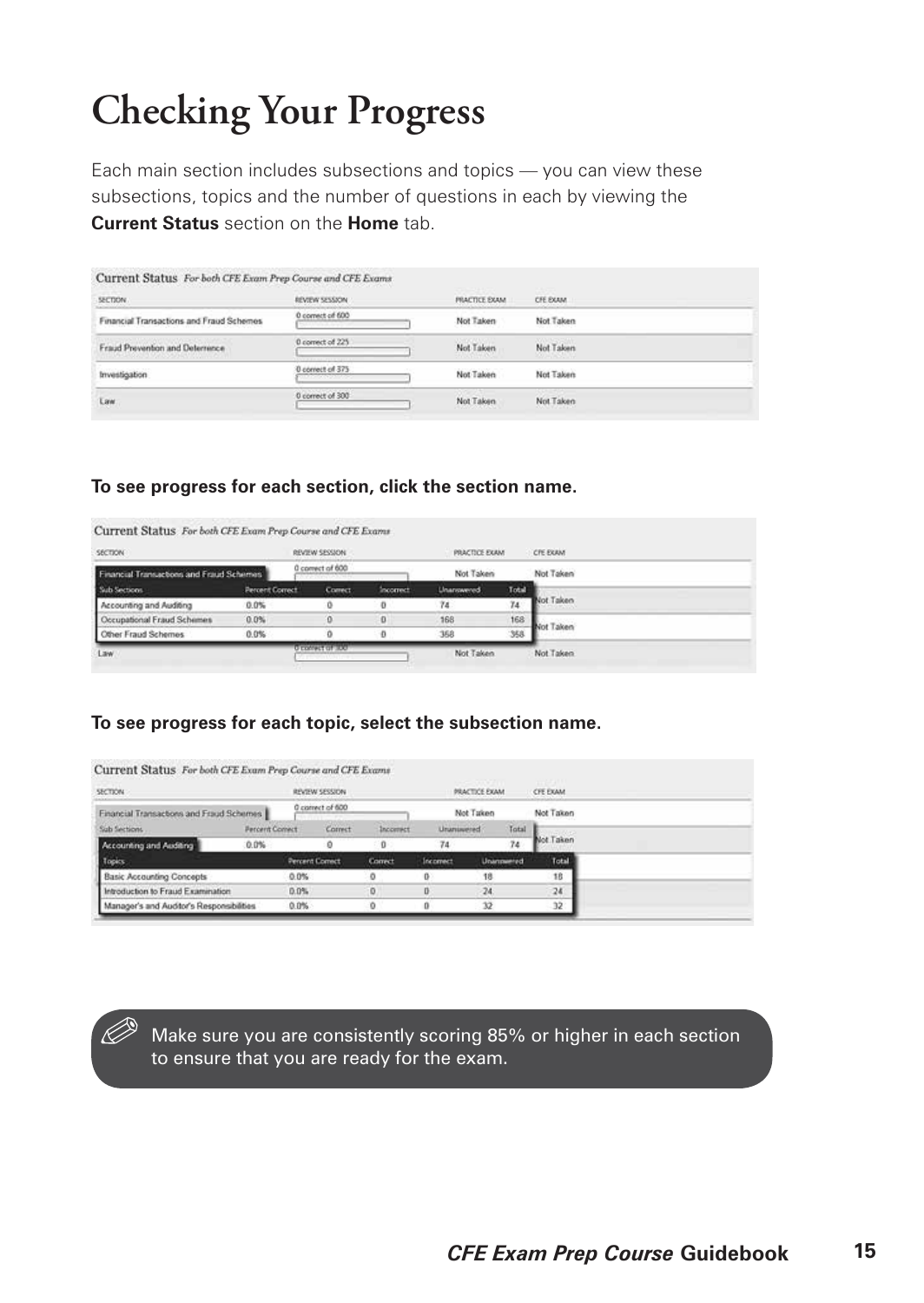# Checking Your Progress

Each main section includes subsections and topics — you can view these subsections, topics and the number of questions in each by viewing the **Current Status** section on the **Home** tab.

**Current Status** *For both CFE Exam Prep Course and CFE Exams*

| SECTION | REVIEW SESSION | PRACTICE EXAM | CFE EXAM |
|---|---|---|---|
| Financial Transactions and Fraud Schemes | 0 correct of 600 | Not Taken | Not Taken |
| Fraud Prevention and Deterrence | 0 correct of 225 | Not Taken | Not Taken |
| Investigation | 0 correct of 375 | Not Taken | Not Taken |
| Law | 0 correct of 300 | Not Taken | Not Taken |

**To see progress for each section, click the section name.**

**Current Status** *For both CFE Exam Prep Course and CFE Exams*

Financial Transactions and Fraud Schemes — 0 correct of 600 — Not Taken — Not Taken

| Sub Sections | Percent Correct | Correct | Incorrect | Unanswered | Total |
|---|---|---|---|---|---|
| Accounting and Auditing | 0.0% | 0 | 0 | 74 | 74 |
| Occupational Fraud Schemes | 0.0% | 0 | 0 | 168 | 168 |
| Other Fraud Schemes | 0.0% | 0 | 0 | 358 | 358 |

Law — 0 correct of 300 — Not Taken — Not Taken

**To see progress for each topic, select the subsection name.**

**Current Status** *For both CFE Exam Prep Course and CFE Exams*

Financial Transactions and Fraud Schemes — 0 correct of 600 — Not Taken — Not Taken

Accounting and Auditing — 0.0% — 0 — 0 — 74 — 74

| Topics | Percent Correct | Correct | Incorrect | Unanswered | Total |
|---|---|---|---|---|---|
| Basic Accounting Concepts | 0.0% | 0 | 0 | 18 | 18 |
| Introduction to Fraud Examination | 0.0% | 0 | 0 | 24 | 24 |
| Manager's and Auditor's Responsibilities | 0.0% | 0 | 0 | 32 | 32 |

Make sure you are consistently scoring 85% or higher in each section to ensure that you are ready for the exam.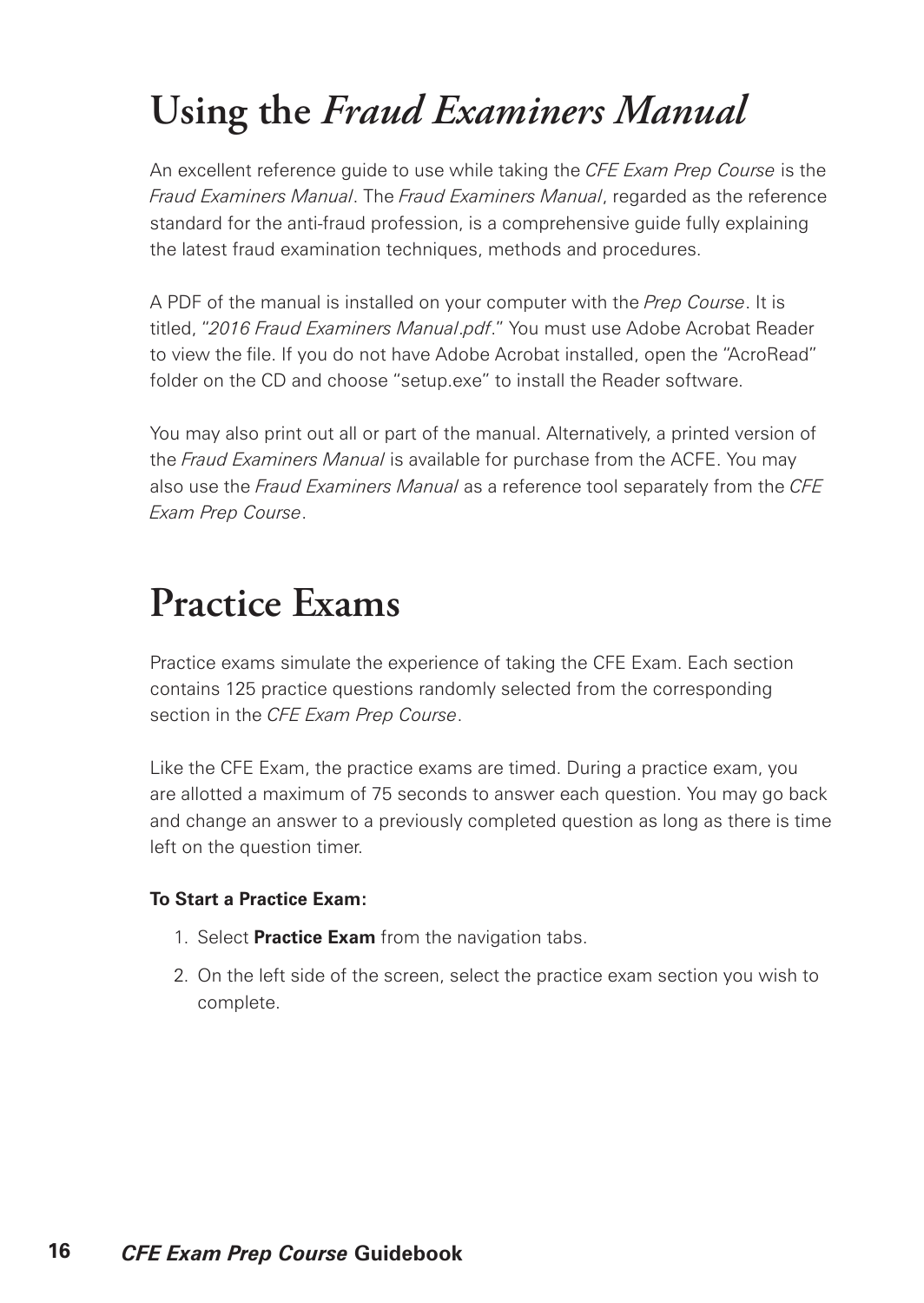# Using the *Fraud Examiners Manual*

An excellent reference guide to use while taking the *CFE Exam Prep Course* is the *Fraud Examiners Manual*. The *Fraud Examiners Manual*, regarded as the reference standard for the anti-fraud profession, is a comprehensive guide fully explaining the latest fraud examination techniques, methods and procedures.

A PDF of the manual is installed on your computer with the *Prep Course*. It is titled, "*2016 Fraud Examiners Manual.pdf*." You must use Adobe Acrobat Reader to view the file. If you do not have Adobe Acrobat installed, open the "AcroRead" folder on the CD and choose "setup.exe" to install the Reader software.

You may also print out all or part of the manual. Alternatively, a printed version of the *Fraud Examiners Manual* is available for purchase from the ACFE. You may also use the *Fraud Examiners Manual* as a reference tool separately from the *CFE Exam Prep Course*.

# Practice Exams

Practice exams simulate the experience of taking the CFE Exam. Each section contains 125 practice questions randomly selected from the corresponding section in the *CFE Exam Prep Course*.

Like the CFE Exam, the practice exams are timed. During a practice exam, you are allotted a maximum of 75 seconds to answer each question. You may go back and change an answer to a previously completed question as long as there is time left on the question timer.

**To Start a Practice Exam:**

1. Select **Practice Exam** from the navigation tabs.
2. On the left side of the screen, select the practice exam section you wish to complete.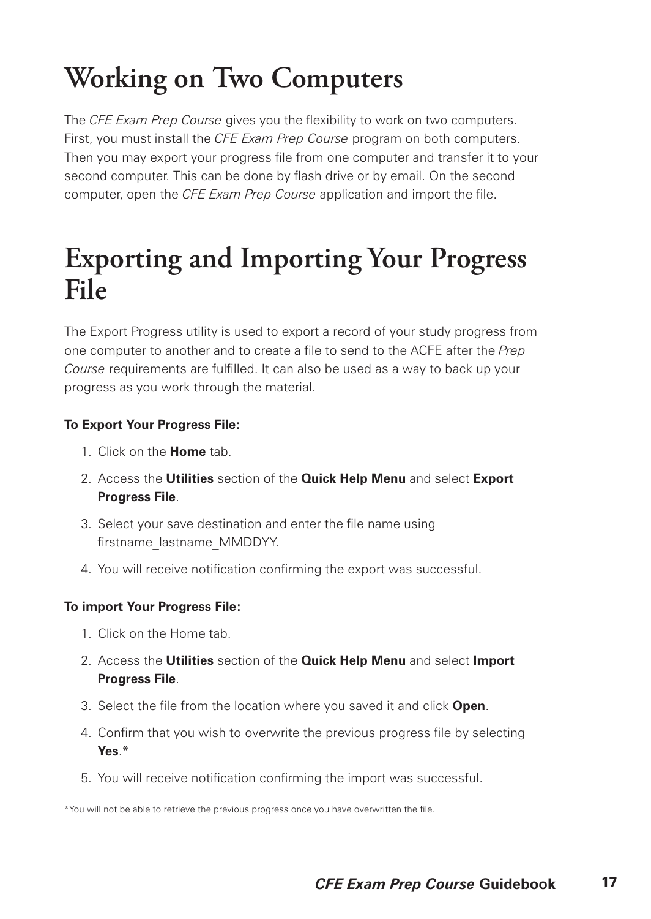# Working on Two Computers

The *CFE Exam Prep Course* gives you the flexibility to work on two computers. First, you must install the *CFE Exam Prep Course* program on both computers. Then you may export your progress file from one computer and transfer it to your second computer. This can be done by flash drive or by email. On the second computer, open the *CFE Exam Prep Course* application and import the file.

# Exporting and Importing Your Progress File

The Export Progress utility is used to export a record of your study progress from one computer to another and to create a file to send to the ACFE after the *Prep Course* requirements are fulfilled. It can also be used as a way to back up your progress as you work through the material.

**To Export Your Progress File:**

1. Click on the **Home** tab.
2. Access the **Utilities** section of the **Quick Help Menu** and select **Export Progress File**.
3. Select your save destination and enter the file name using firstname_lastname_MMDDYY.
4. You will receive notification confirming the export was successful.

**To import Your Progress File:**

1. Click on the Home tab.
2. Access the **Utilities** section of the **Quick Help Menu** and select **Import Progress File**.
3. Select the file from the location where you saved it and click **Open**.
4. Confirm that you wish to overwrite the previous progress file by selecting **Yes**.*
5. You will receive notification confirming the import was successful.

*You will not be able to retrieve the previous progress once you have overwritten the file.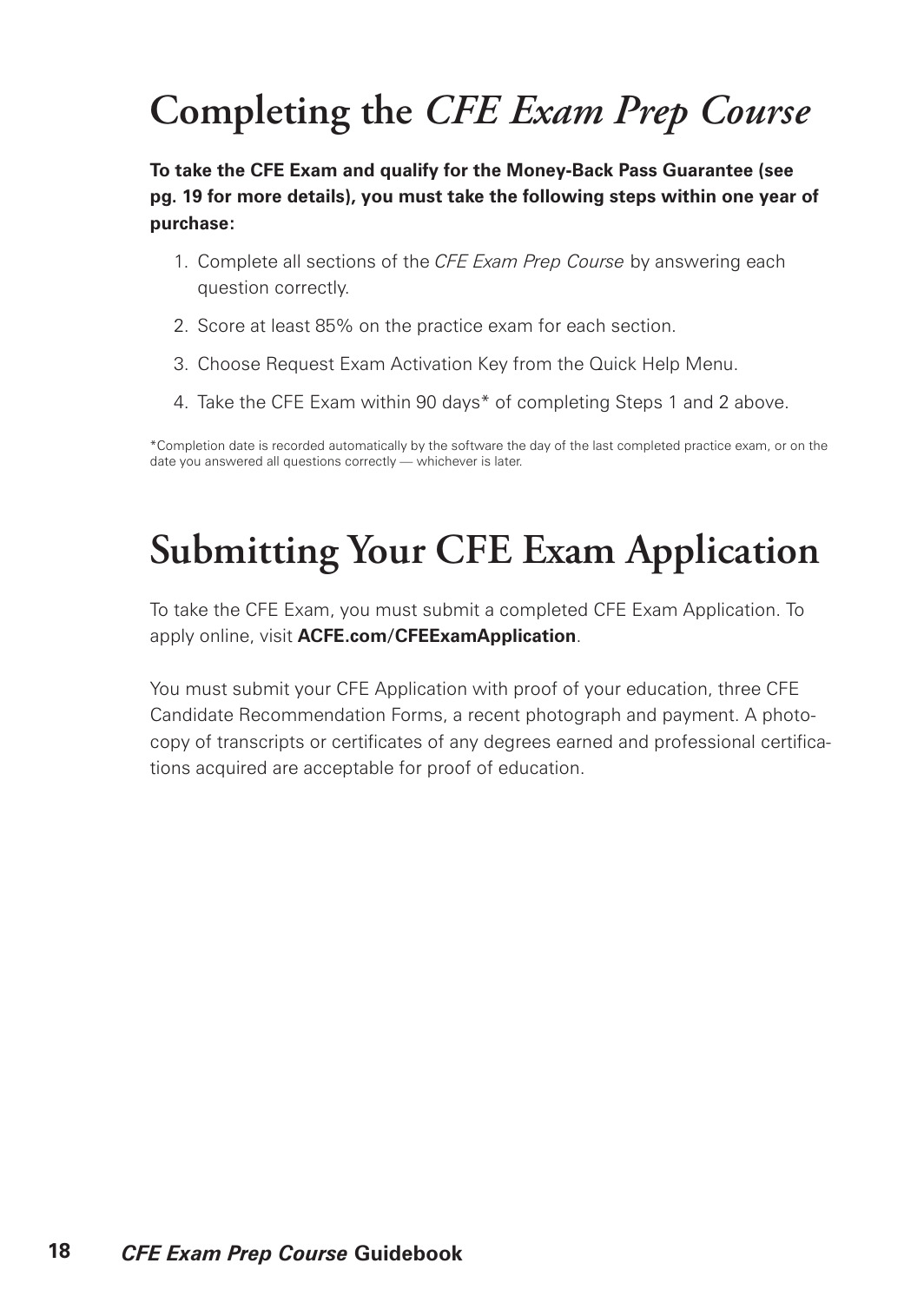# Completing the *CFE Exam Prep Course*

**To take the CFE Exam and qualify for the Money-Back Pass Guarantee (see pg. 19 for more details), you must take the following steps within one year of purchase:**

1. Complete all sections of the *CFE Exam Prep Course* by answering each question correctly.
2. Score at least 85% on the practice exam for each section.
3. Choose Request Exam Activation Key from the Quick Help Menu.
4. Take the CFE Exam within 90 days* of completing Steps 1 and 2 above.

*Completion date is recorded automatically by the software the day of the last completed practice exam, or on the date you answered all questions correctly — whichever is later.

# Submitting Your CFE Exam Application

To take the CFE Exam, you must submit a completed CFE Exam Application. To apply online, visit **ACFE.com/CFEExamApplication**.

You must submit your CFE Application with proof of your education, three CFE Candidate Recommendation Forms, a recent photograph and payment. A photocopy of transcripts or certificates of any degrees earned and professional certifications acquired are acceptable for proof of education.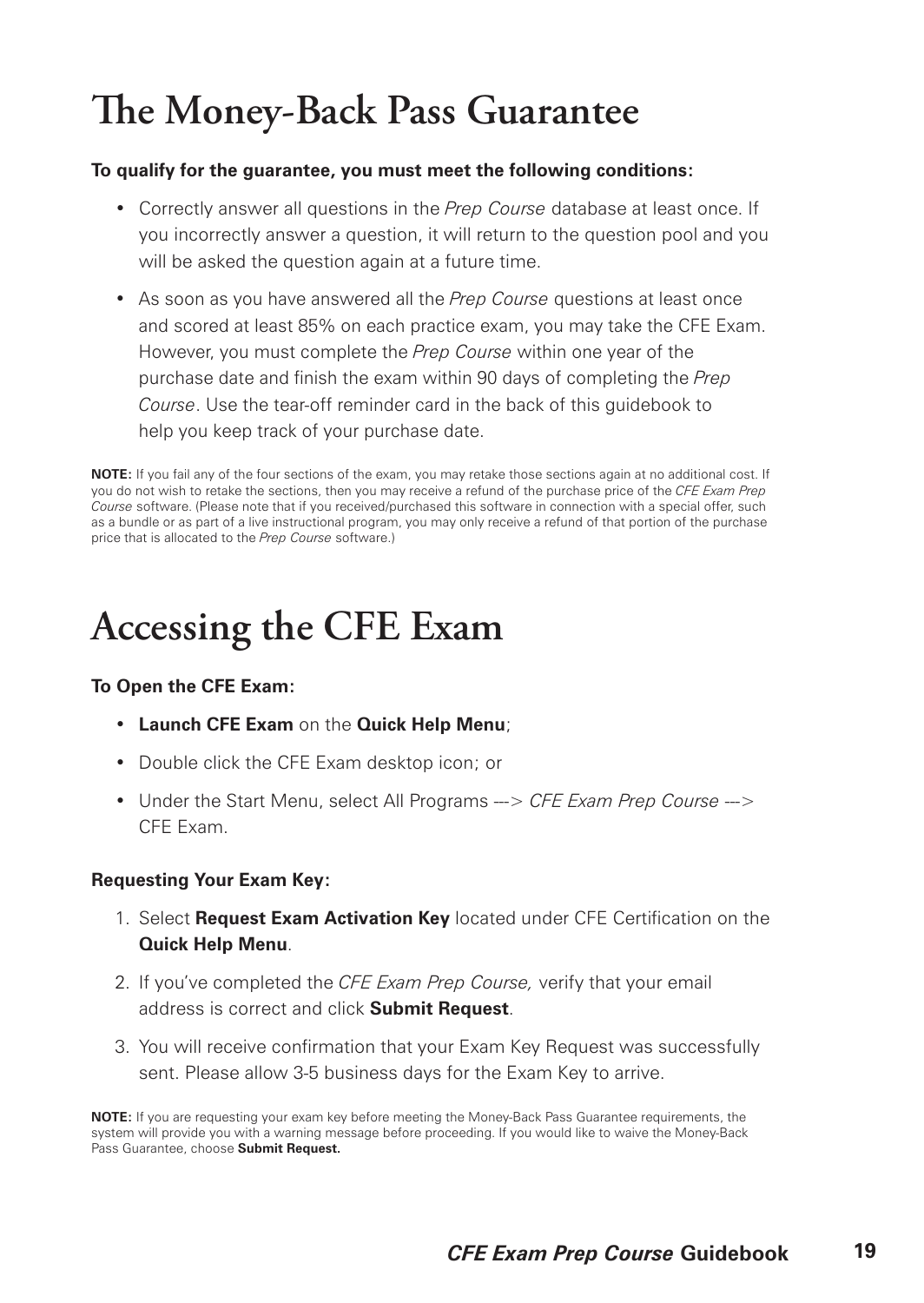# The Money-Back Pass Guarantee

**To qualify for the guarantee, you must meet the following conditions:**

- Correctly answer all questions in the *Prep Course* database at least once. If you incorrectly answer a question, it will return to the question pool and you will be asked the question again at a future time.
- As soon as you have answered all the *Prep Course* questions at least once and scored at least 85% on each practice exam, you may take the CFE Exam. However, you must complete the *Prep Course* within one year of the purchase date and finish the exam within 90 days of completing the *Prep Course*. Use the tear-off reminder card in the back of this guidebook to help you keep track of your purchase date.

**NOTE:** If you fail any of the four sections of the exam, you may retake those sections again at no additional cost. If you do not wish to retake the sections, then you may receive a refund of the purchase price of the *CFE Exam Prep Course* software. (Please note that if you received/purchased this software in connection with a special offer, such as a bundle or as part of a live instructional program, you may only receive a refund of that portion of the purchase price that is allocated to the *Prep Course* software.)

# Accessing the CFE Exam

**To Open the CFE Exam:**

- **Launch CFE Exam** on the **Quick Help Menu**;
- Double click the CFE Exam desktop icon; or
- Under the Start Menu, select All Programs ---> *CFE Exam Prep Course* ---> CFE Exam.

**Requesting Your Exam Key:**

1. Select **Request Exam Activation Key** located under CFE Certification on the **Quick Help Menu**.
2. If you've completed the *CFE Exam Prep Course,* verify that your email address is correct and click **Submit Request**.
3. You will receive confirmation that your Exam Key Request was successfully sent. Please allow 3-5 business days for the Exam Key to arrive.

**NOTE:** If you are requesting your exam key before meeting the Money-Back Pass Guarantee requirements, the system will provide you with a warning message before proceeding. If you would like to waive the Money-Back Pass Guarantee, choose **Submit Request.**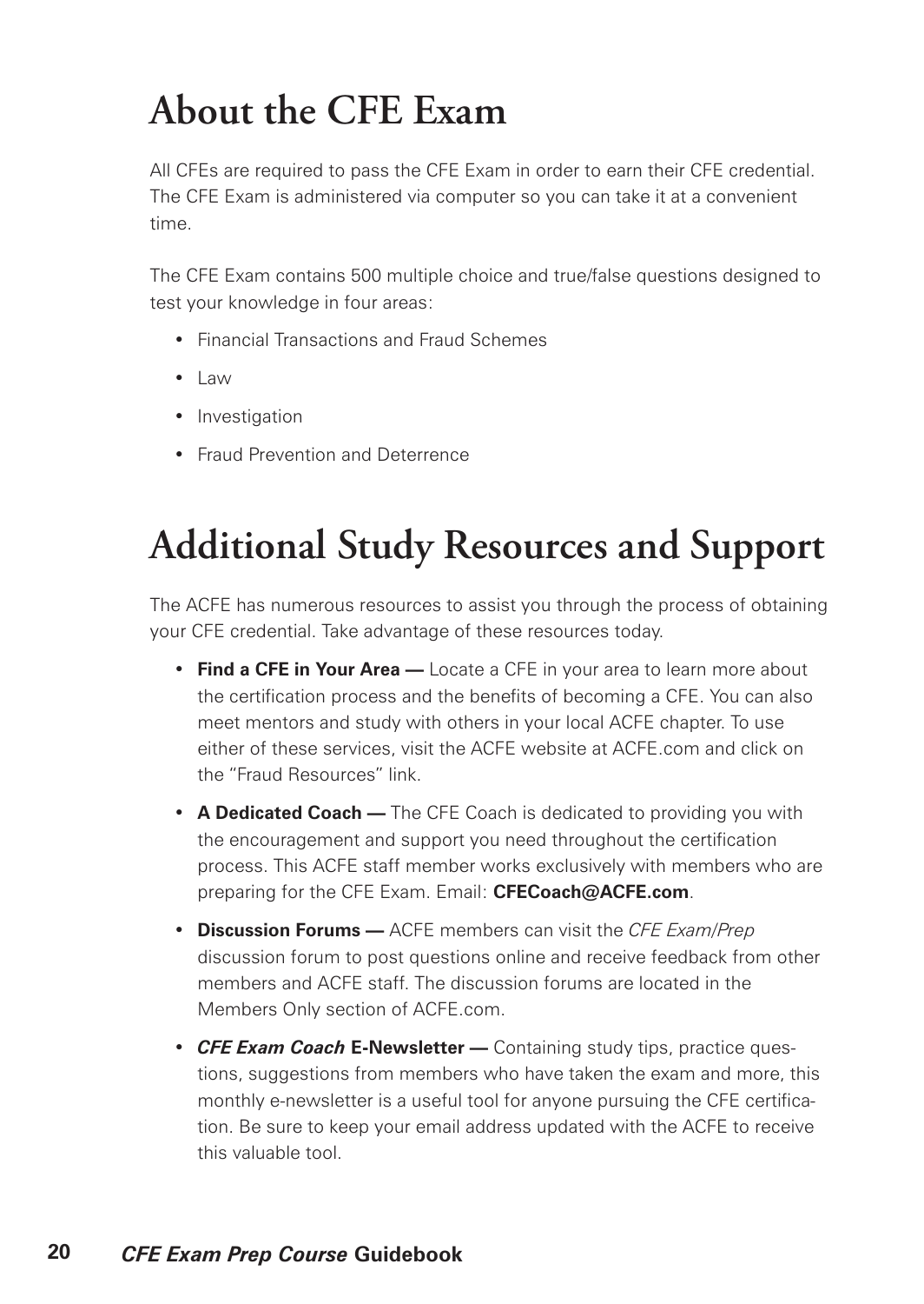# About the CFE Exam

All CFEs are required to pass the CFE Exam in order to earn their CFE credential. The CFE Exam is administered via computer so you can take it at a convenient time.

The CFE Exam contains 500 multiple choice and true/false questions designed to test your knowledge in four areas:

- Financial Transactions and Fraud Schemes
- Law
- Investigation
- Fraud Prevention and Deterrence

# Additional Study Resources and Support

The ACFE has numerous resources to assist you through the process of obtaining your CFE credential. Take advantage of these resources today.

- **Find a CFE in Your Area —** Locate a CFE in your area to learn more about the certification process and the benefits of becoming a CFE. You can also meet mentors and study with others in your local ACFE chapter. To use either of these services, visit the ACFE website at ACFE.com and click on the "Fraud Resources" link.
- **A Dedicated Coach —** The CFE Coach is dedicated to providing you with the encouragement and support you need throughout the certification process. This ACFE staff member works exclusively with members who are preparing for the CFE Exam. Email: **CFECoach@ACFE.com**.
- **Discussion Forums —** ACFE members can visit the *CFE Exam/Prep* discussion forum to post questions online and receive feedback from other members and ACFE staff. The discussion forums are located in the Members Only section of ACFE.com.
- ***CFE Exam Coach* E-Newsletter —** Containing study tips, practice questions, suggestions from members who have taken the exam and more, this monthly e-newsletter is a useful tool for anyone pursuing the CFE certification. Be sure to keep your email address updated with the ACFE to receive this valuable tool.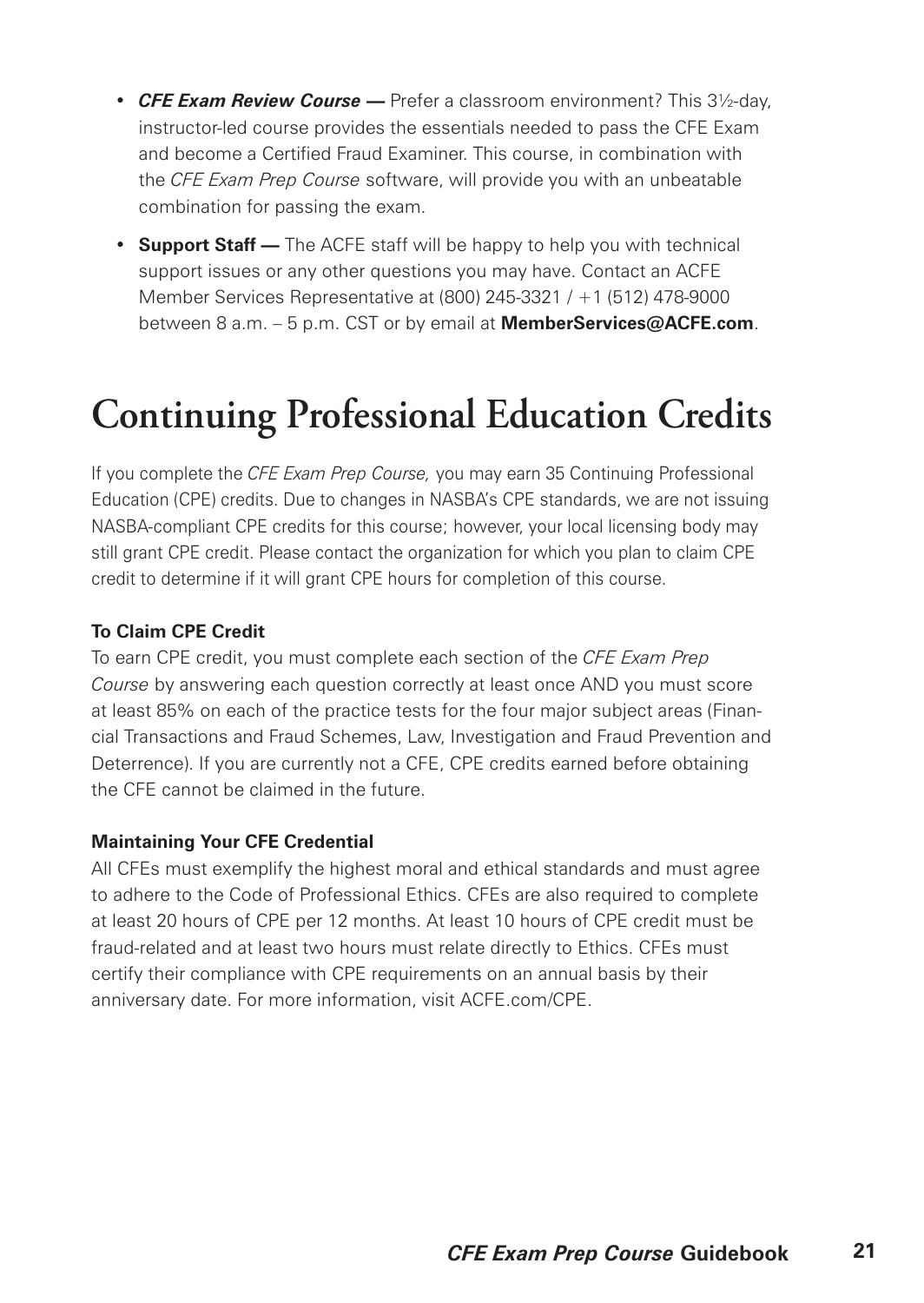- ***CFE Exam Review Course —*** Prefer a classroom environment? This 3½-day, instructor-led course provides the essentials needed to pass the CFE Exam and become a Certified Fraud Examiner. This course, in combination with the *CFE Exam Prep Course* software, will provide you with an unbeatable combination for passing the exam.
- **Support Staff —** The ACFE staff will be happy to help you with technical support issues or any other questions you may have. Contact an ACFE Member Services Representative at (800) 245-3321 / +1 (512) 478-9000 between 8 a.m. – 5 p.m. CST or by email at **MemberServices@ACFE.com**.

# Continuing Professional Education Credits

If you complete the *CFE Exam Prep Course,* you may earn 35 Continuing Professional Education (CPE) credits. Due to changes in NASBA's CPE standards, we are not issuing NASBA-compliant CPE credits for this course; however, your local licensing body may still grant CPE credit. Please contact the organization for which you plan to claim CPE credit to determine if it will grant CPE hours for completion of this course.

**To Claim CPE Credit**

To earn CPE credit, you must complete each section of the *CFE Exam Prep Course* by answering each question correctly at least once AND you must score at least 85% on each of the practice tests for the four major subject areas (Financial Transactions and Fraud Schemes, Law, Investigation and Fraud Prevention and Deterrence). If you are currently not a CFE, CPE credits earned before obtaining the CFE cannot be claimed in the future.

**Maintaining Your CFE Credential**

All CFEs must exemplify the highest moral and ethical standards and must agree to adhere to the Code of Professional Ethics. CFEs are also required to complete at least 20 hours of CPE per 12 months. At least 10 hours of CPE credit must be fraud-related and at least two hours must relate directly to Ethics. CFEs must certify their compliance with CPE requirements on an annual basis by their anniversary date. For more information, visit ACFE.com/CPE.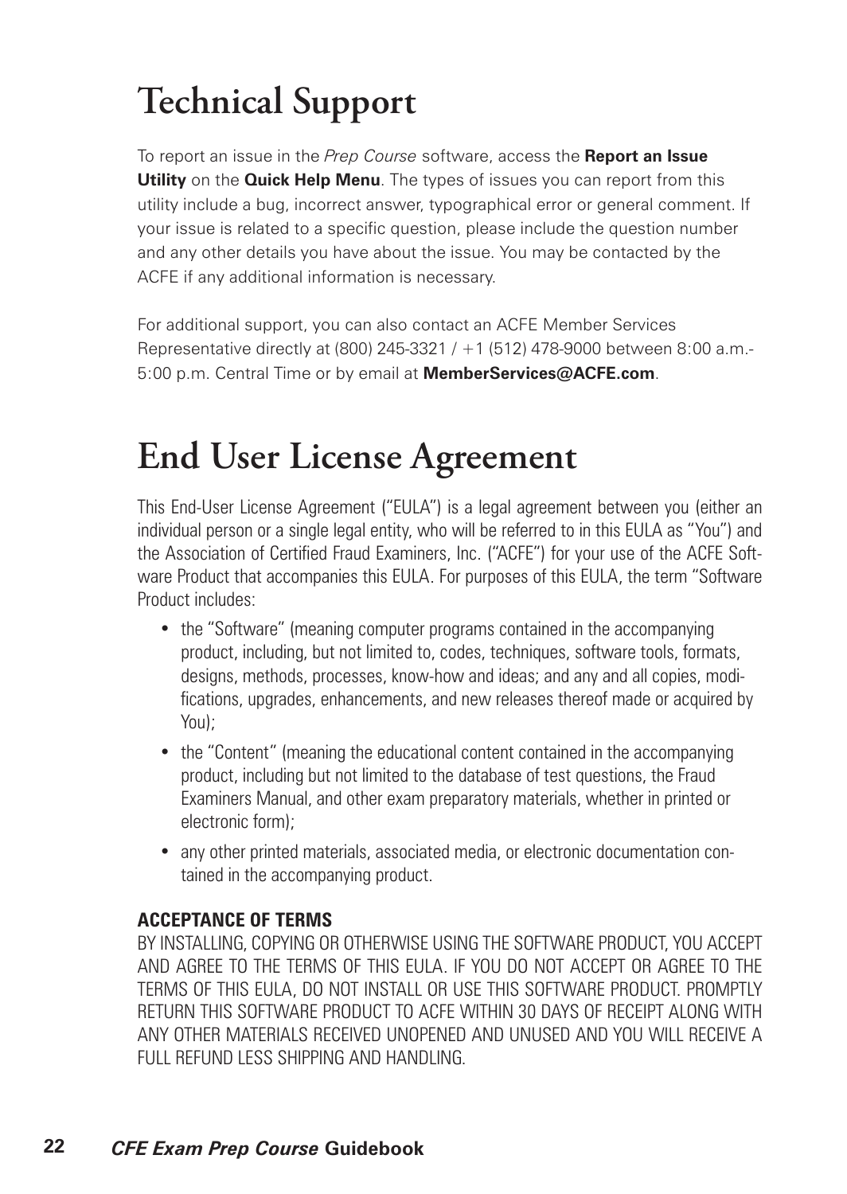# Technical Support

To report an issue in the *Prep Course* software, access the **Report an Issue Utility** on the **Quick Help Menu**. The types of issues you can report from this utility include a bug, incorrect answer, typographical error or general comment. If your issue is related to a specific question, please include the question number and any other details you have about the issue. You may be contacted by the ACFE if any additional information is necessary.

For additional support, you can also contact an ACFE Member Services Representative directly at (800) 245-3321 / +1 (512) 478-9000 between 8:00 a.m.-5:00 p.m. Central Time or by email at **MemberServices@ACFE.com**.

# End User License Agreement

This End-User License Agreement ("EULA") is a legal agreement between you (either an individual person or a single legal entity, who will be referred to in this EULA as "You") and the Association of Certified Fraud Examiners, Inc. ("ACFE") for your use of the ACFE Software Product that accompanies this EULA. For purposes of this EULA, the term "Software Product includes:

- the "Software" (meaning computer programs contained in the accompanying product, including, but not limited to, codes, techniques, software tools, formats, designs, methods, processes, know-how and ideas; and any and all copies, modifications, upgrades, enhancements, and new releases thereof made or acquired by You);
- the "Content" (meaning the educational content contained in the accompanying product, including but not limited to the database of test questions, the Fraud Examiners Manual, and other exam preparatory materials, whether in printed or electronic form);
- any other printed materials, associated media, or electronic documentation contained in the accompanying product.

**ACCEPTANCE OF TERMS**

BY INSTALLING, COPYING OR OTHERWISE USING THE SOFTWARE PRODUCT, YOU ACCEPT AND AGREE TO THE TERMS OF THIS EULA. IF YOU DO NOT ACCEPT OR AGREE TO THE TERMS OF THIS EULA, DO NOT INSTALL OR USE THIS SOFTWARE PRODUCT. PROMPTLY RETURN THIS SOFTWARE PRODUCT TO ACFE WITHIN 30 DAYS OF RECEIPT ALONG WITH ANY OTHER MATERIALS RECEIVED UNOPENED AND UNUSED AND YOU WILL RECEIVE A FULL REFUND LESS SHIPPING AND HANDLING.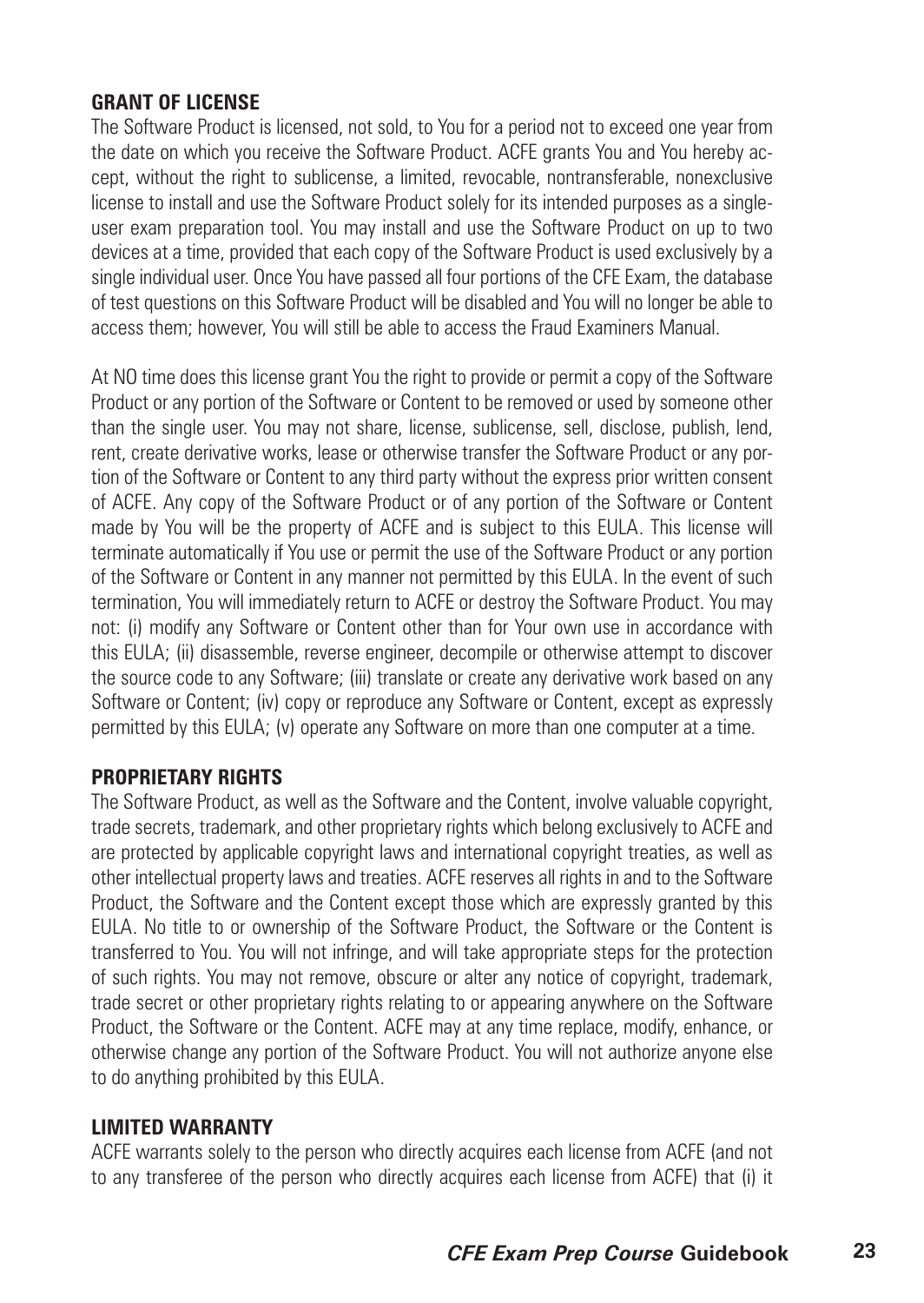## GRANT OF LICENSE

The Software Product is licensed, not sold, to You for a period not to exceed one year from the date on which you receive the Software Product. ACFE grants You and You hereby accept, without the right to sublicense, a limited, revocable, nontransferable, nonexclusive license to install and use the Software Product solely for its intended purposes as a single-user exam preparation tool. You may install and use the Software Product on up to two devices at a time, provided that each copy of the Software Product is used exclusively by a single individual user. Once You have passed all four portions of the CFE Exam, the database of test questions on this Software Product will be disabled and You will no longer be able to access them; however, You will still be able to access the Fraud Examiners Manual.

At NO time does this license grant You the right to provide or permit a copy of the Software Product or any portion of the Software or Content to be removed or used by someone other than the single user. You may not share, license, sublicense, sell, disclose, publish, lend, rent, create derivative works, lease or otherwise transfer the Software Product or any portion of the Software or Content to any third party without the express prior written consent of ACFE. Any copy of the Software Product or of any portion of the Software or Content made by You will be the property of ACFE and is subject to this EULA. This license will terminate automatically if You use or permit the use of the Software Product or any portion of the Software or Content in any manner not permitted by this EULA. In the event of such termination, You will immediately return to ACFE or destroy the Software Product. You may not: (i) modify any Software or Content other than for Your own use in accordance with this EULA; (ii) disassemble, reverse engineer, decompile or otherwise attempt to discover the source code to any Software; (iii) translate or create any derivative work based on any Software or Content; (iv) copy or reproduce any Software or Content, except as expressly permitted by this EULA; (v) operate any Software on more than one computer at a time.

## PROPRIETARY RIGHTS

The Software Product, as well as the Software and the Content, involve valuable copyright, trade secrets, trademark, and other proprietary rights which belong exclusively to ACFE and are protected by applicable copyright laws and international copyright treaties, as well as other intellectual property laws and treaties. ACFE reserves all rights in and to the Software Product, the Software and the Content except those which are expressly granted by this EULA. No title to or ownership of the Software Product, the Software or the Content is transferred to You. You will not infringe, and will take appropriate steps for the protection of such rights. You may not remove, obscure or alter any notice of copyright, trademark, trade secret or other proprietary rights relating to or appearing anywhere on the Software Product, the Software or the Content. ACFE may at any time replace, modify, enhance, or otherwise change any portion of the Software Product. You will not authorize anyone else to do anything prohibited by this EULA.

## LIMITED WARRANTY

ACFE warrants solely to the person who directly acquires each license from ACFE (and not to any transferee of the person who directly acquires each license from ACFE) that (i) it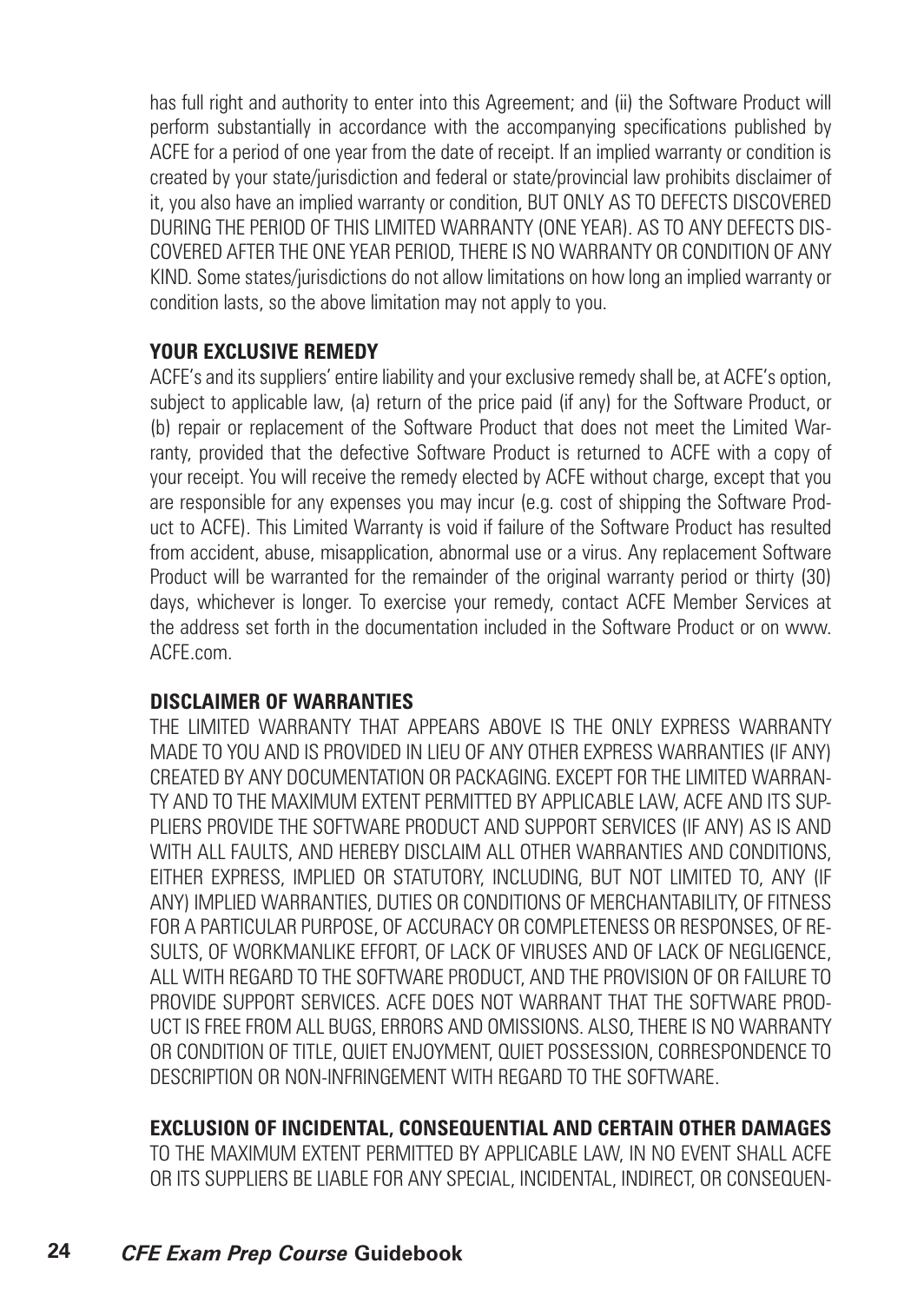has full right and authority to enter into this Agreement; and (ii) the Software Product will perform substantially in accordance with the accompanying specifications published by ACFE for a period of one year from the date of receipt. If an implied warranty or condition is created by your state/jurisdiction and federal or state/provincial law prohibits disclaimer of it, you also have an implied warranty or condition, BUT ONLY AS TO DEFECTS DISCOVERED DURING THE PERIOD OF THIS LIMITED WARRANTY (ONE YEAR). AS TO ANY DEFECTS DISCOVERED AFTER THE ONE YEAR PERIOD, THERE IS NO WARRANTY OR CONDITION OF ANY KIND. Some states/jurisdictions do not allow limitations on how long an implied warranty or condition lasts, so the above limitation may not apply to you.

**YOUR EXCLUSIVE REMEDY**

ACFE's and its suppliers' entire liability and your exclusive remedy shall be, at ACFE's option, subject to applicable law, (a) return of the price paid (if any) for the Software Product, or (b) repair or replacement of the Software Product that does not meet the Limited Warranty, provided that the defective Software Product is returned to ACFE with a copy of your receipt. You will receive the remedy elected by ACFE without charge, except that you are responsible for any expenses you may incur (e.g. cost of shipping the Software Product to ACFE). This Limited Warranty is void if failure of the Software Product has resulted from accident, abuse, misapplication, abnormal use or a virus. Any replacement Software Product will be warranted for the remainder of the original warranty period or thirty (30) days, whichever is longer. To exercise your remedy, contact ACFE Member Services at the address set forth in the documentation included in the Software Product or on www.ACFE.com.

**DISCLAIMER OF WARRANTIES**

THE LIMITED WARRANTY THAT APPEARS ABOVE IS THE ONLY EXPRESS WARRANTY MADE TO YOU AND IS PROVIDED IN LIEU OF ANY OTHER EXPRESS WARRANTIES (IF ANY) CREATED BY ANY DOCUMENTATION OR PACKAGING. EXCEPT FOR THE LIMITED WARRANTY AND TO THE MAXIMUM EXTENT PERMITTED BY APPLICABLE LAW, ACFE AND ITS SUPPLIERS PROVIDE THE SOFTWARE PRODUCT AND SUPPORT SERVICES (IF ANY) AS IS AND WITH ALL FAULTS, AND HEREBY DISCLAIM ALL OTHER WARRANTIES AND CONDITIONS, EITHER EXPRESS, IMPLIED OR STATUTORY, INCLUDING, BUT NOT LIMITED TO, ANY (IF ANY) IMPLIED WARRANTIES, DUTIES OR CONDITIONS OF MERCHANTABILITY, OF FITNESS FOR A PARTICULAR PURPOSE, OF ACCURACY OR COMPLETENESS OR RESPONSES, OF RESULTS, OF WORKMANLIKE EFFORT, OF LACK OF VIRUSES AND OF LACK OF NEGLIGENCE, ALL WITH REGARD TO THE SOFTWARE PRODUCT, AND THE PROVISION OF OR FAILURE TO PROVIDE SUPPORT SERVICES. ACFE DOES NOT WARRANT THAT THE SOFTWARE PRODUCT IS FREE FROM ALL BUGS, ERRORS AND OMISSIONS. ALSO, THERE IS NO WARRANTY OR CONDITION OF TITLE, QUIET ENJOYMENT, QUIET POSSESSION, CORRESPONDENCE TO DESCRIPTION OR NON-INFRINGEMENT WITH REGARD TO THE SOFTWARE.

**EXCLUSION OF INCIDENTAL, CONSEQUENTIAL AND CERTAIN OTHER DAMAGES**

TO THE MAXIMUM EXTENT PERMITTED BY APPLICABLE LAW, IN NO EVENT SHALL ACFE OR ITS SUPPLIERS BE LIABLE FOR ANY SPECIAL, INCIDENTAL, INDIRECT, OR CONSEQUEN-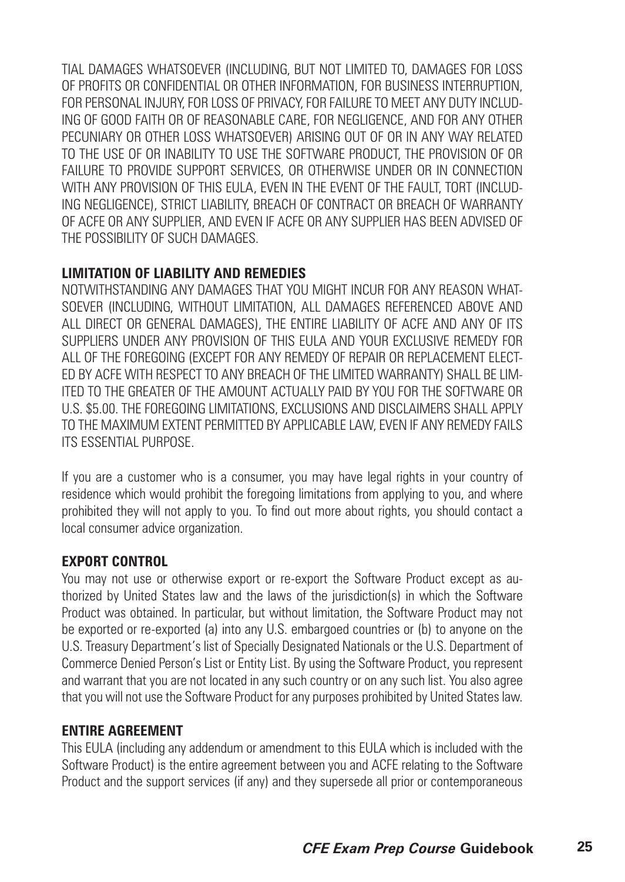TIAL DAMAGES WHATSOEVER (INCLUDING, BUT NOT LIMITED TO, DAMAGES FOR LOSS OF PROFITS OR CONFIDENTIAL OR OTHER INFORMATION, FOR BUSINESS INTERRUPTION, FOR PERSONAL INJURY, FOR LOSS OF PRIVACY, FOR FAILURE TO MEET ANY DUTY INCLUDING OF GOOD FAITH OR OF REASONABLE CARE, FOR NEGLIGENCE, AND FOR ANY OTHER PECUNIARY OR OTHER LOSS WHATSOEVER) ARISING OUT OF OR IN ANY WAY RELATED TO THE USE OF OR INABILITY TO USE THE SOFTWARE PRODUCT, THE PROVISION OF OR FAILURE TO PROVIDE SUPPORT SERVICES, OR OTHERWISE UNDER OR IN CONNECTION WITH ANY PROVISION OF THIS EULA, EVEN IN THE EVENT OF THE FAULT, TORT (INCLUDING NEGLIGENCE), STRICT LIABILITY, BREACH OF CONTRACT OR BREACH OF WARRANTY OF ACFE OR ANY SUPPLIER, AND EVEN IF ACFE OR ANY SUPPLIER HAS BEEN ADVISED OF THE POSSIBILITY OF SUCH DAMAGES.

**LIMITATION OF LIABILITY AND REMEDIES**

NOTWITHSTANDING ANY DAMAGES THAT YOU MIGHT INCUR FOR ANY REASON WHATSOEVER (INCLUDING, WITHOUT LIMITATION, ALL DAMAGES REFERENCED ABOVE AND ALL DIRECT OR GENERAL DAMAGES), THE ENTIRE LIABILITY OF ACFE AND ANY OF ITS SUPPLIERS UNDER ANY PROVISION OF THIS EULA AND YOUR EXCLUSIVE REMEDY FOR ALL OF THE FOREGOING (EXCEPT FOR ANY REMEDY OF REPAIR OR REPLACEMENT ELECTED BY ACFE WITH RESPECT TO ANY BREACH OF THE LIMITED WARRANTY) SHALL BE LIMITED TO THE GREATER OF THE AMOUNT ACTUALLY PAID BY YOU FOR THE SOFTWARE OR U.S. $5.00. THE FOREGOING LIMITATIONS, EXCLUSIONS AND DISCLAIMERS SHALL APPLY TO THE MAXIMUM EXTENT PERMITTED BY APPLICABLE LAW, EVEN IF ANY REMEDY FAILS ITS ESSENTIAL PURPOSE.

If you are a customer who is a consumer, you may have legal rights in your country of residence which would prohibit the foregoing limitations from applying to you, and where prohibited they will not apply to you. To find out more about rights, you should contact a local consumer advice organization.

**EXPORT CONTROL**

You may not use or otherwise export or re-export the Software Product except as authorized by United States law and the laws of the jurisdiction(s) in which the Software Product was obtained. In particular, but without limitation, the Software Product may not be exported or re-exported (a) into any U.S. embargoed countries or (b) to anyone on the U.S. Treasury Department's list of Specially Designated Nationals or the U.S. Department of Commerce Denied Person's List or Entity List. By using the Software Product, you represent and warrant that you are not located in any such country or on any such list. You also agree that you will not use the Software Product for any purposes prohibited by United States law.

**ENTIRE AGREEMENT**

This EULA (including any addendum or amendment to this EULA which is included with the Software Product) is the entire agreement between you and ACFE relating to the Software Product and the support services (if any) and they supersede all prior or contemporaneous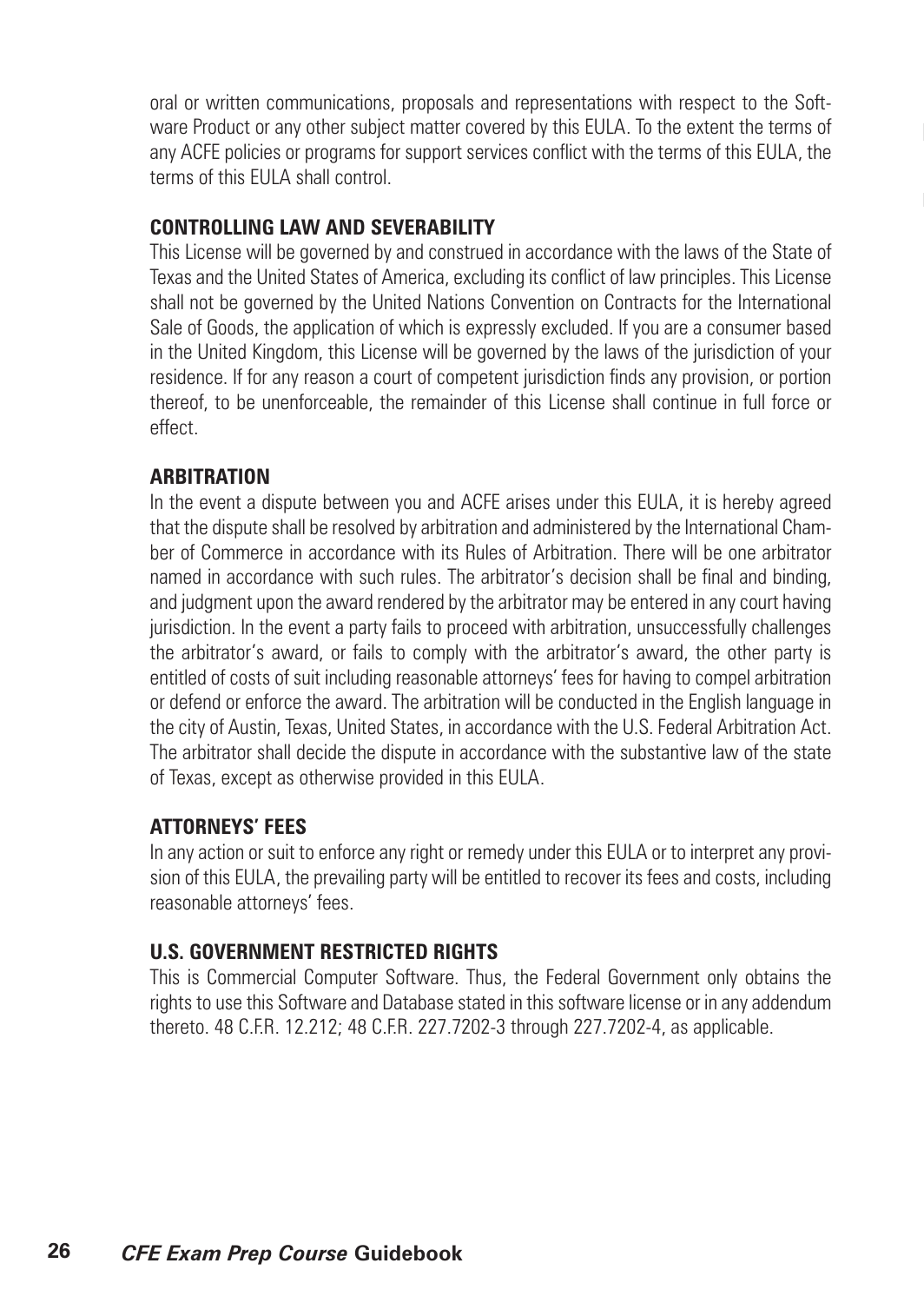oral or written communications, proposals and representations with respect to the Software Product or any other subject matter covered by this EULA. To the extent the terms of any ACFE policies or programs for support services conflict with the terms of this EULA, the terms of this EULA shall control.

### CONTROLLING LAW AND SEVERABILITY

This License will be governed by and construed in accordance with the laws of the State of Texas and the United States of America, excluding its conflict of law principles. This License shall not be governed by the United Nations Convention on Contracts for the International Sale of Goods, the application of which is expressly excluded. If you are a consumer based in the United Kingdom, this License will be governed by the laws of the jurisdiction of your residence. If for any reason a court of competent jurisdiction finds any provision, or portion thereof, to be unenforceable, the remainder of this License shall continue in full force or effect.

### ARBITRATION

In the event a dispute between you and ACFE arises under this EULA, it is hereby agreed that the dispute shall be resolved by arbitration and administered by the International Chamber of Commerce in accordance with its Rules of Arbitration. There will be one arbitrator named in accordance with such rules. The arbitrator's decision shall be final and binding, and judgment upon the award rendered by the arbitrator may be entered in any court having jurisdiction. In the event a party fails to proceed with arbitration, unsuccessfully challenges the arbitrator's award, or fails to comply with the arbitrator's award, the other party is entitled of costs of suit including reasonable attorneys' fees for having to compel arbitration or defend or enforce the award. The arbitration will be conducted in the English language in the city of Austin, Texas, United States, in accordance with the U.S. Federal Arbitration Act. The arbitrator shall decide the dispute in accordance with the substantive law of the state of Texas, except as otherwise provided in this EULA.

### ATTORNEYS' FEES

In any action or suit to enforce any right or remedy under this EULA or to interpret any provision of this EULA, the prevailing party will be entitled to recover its fees and costs, including reasonable attorneys' fees.

### U.S. GOVERNMENT RESTRICTED RIGHTS

This is Commercial Computer Software. Thus, the Federal Government only obtains the rights to use this Software and Database stated in this software license or in any addendum thereto. 48 C.F.R. 12.212; 48 C.F.R. 227.7202-3 through 227.7202-4, as applicable.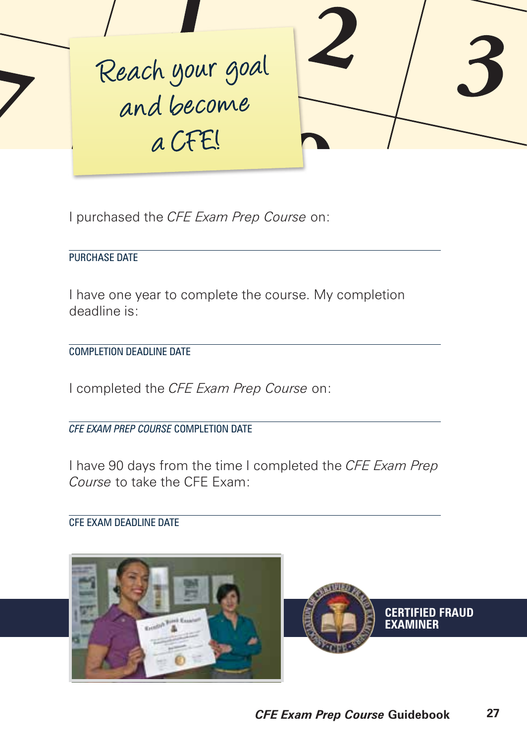# Reach your goal and become a CFE!

I purchased the *CFE Exam Prep Course* on:

______________________________

PURCHASE DATE

I have one year to complete the course. My completion deadline is:

______________________________

COMPLETION DEADLINE DATE

I completed the *CFE Exam Prep Course* on:

______________________________

*CFE EXAM PREP COURSE* COMPLETION DATE

I have 90 days from the time I completed the *CFE Exam Prep Course* to take the CFE Exam:

______________________________

CFE EXAM DEADLINE DATE

**CERTIFIED FRAUD EXAMINER**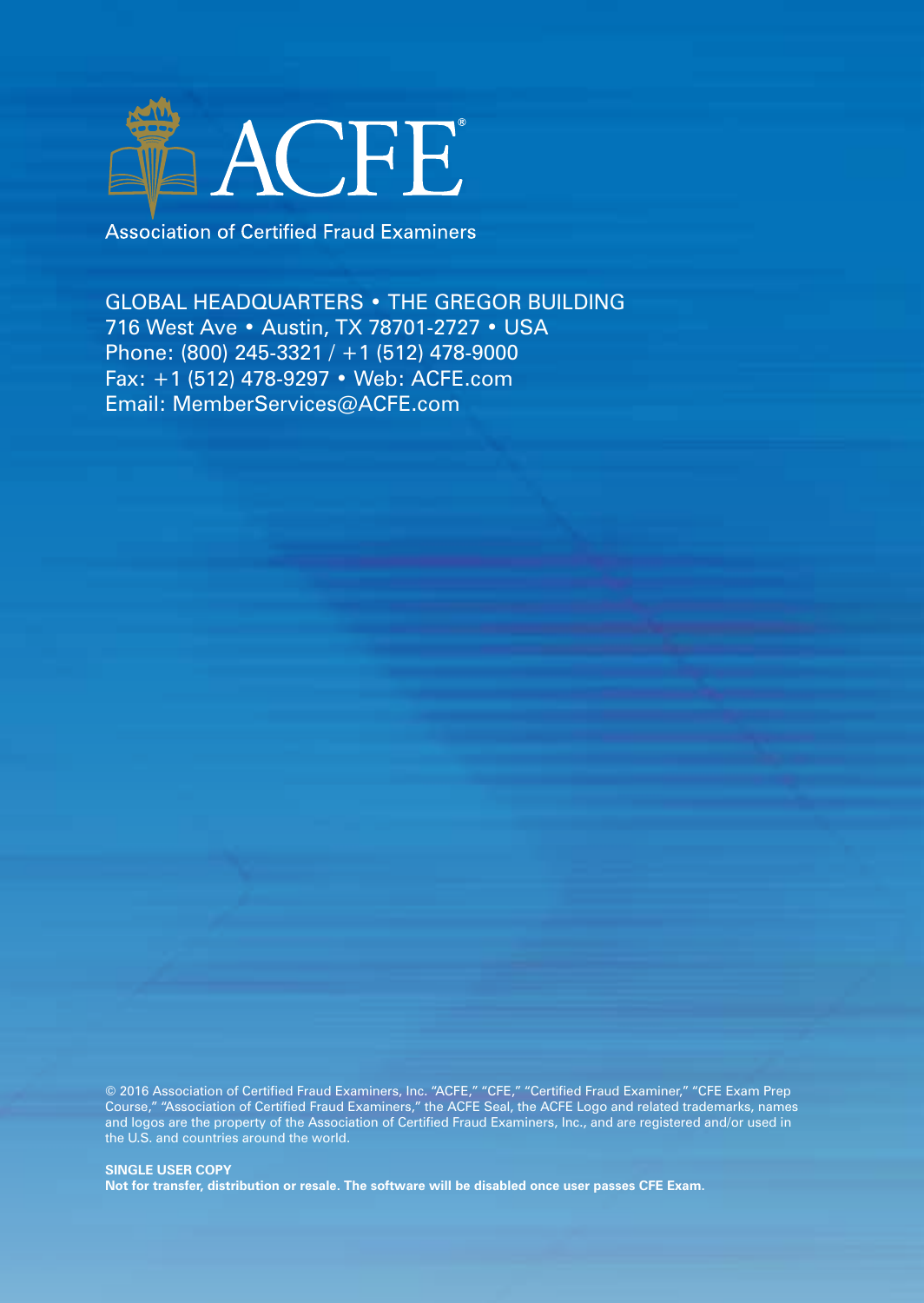# ACFE®

Association of Certified Fraud Examiners

GLOBAL HEADQUARTERS • THE GREGOR BUILDING
716 West Ave • Austin, TX 78701-2727 • USA
Phone: (800) 245-3321 / +1 (512) 478-9000
Fax: +1 (512) 478-9297 • Web: ACFE.com
Email: MemberServices@ACFE.com

© 2016 Association of Certified Fraud Examiners, Inc. "ACFE," "CFE," "Certified Fraud Examiner," "CFE Exam Prep Course," "Association of Certified Fraud Examiners," the ACFE Seal, the ACFE Logo and related trademarks, names and logos are the property of the Association of Certified Fraud Examiners, Inc., and are registered and/or used in the U.S. and countries around the world.

**SINGLE USER COPY**
**Not for transfer, distribution or resale. The software will be disabled once user passes CFE Exam.**